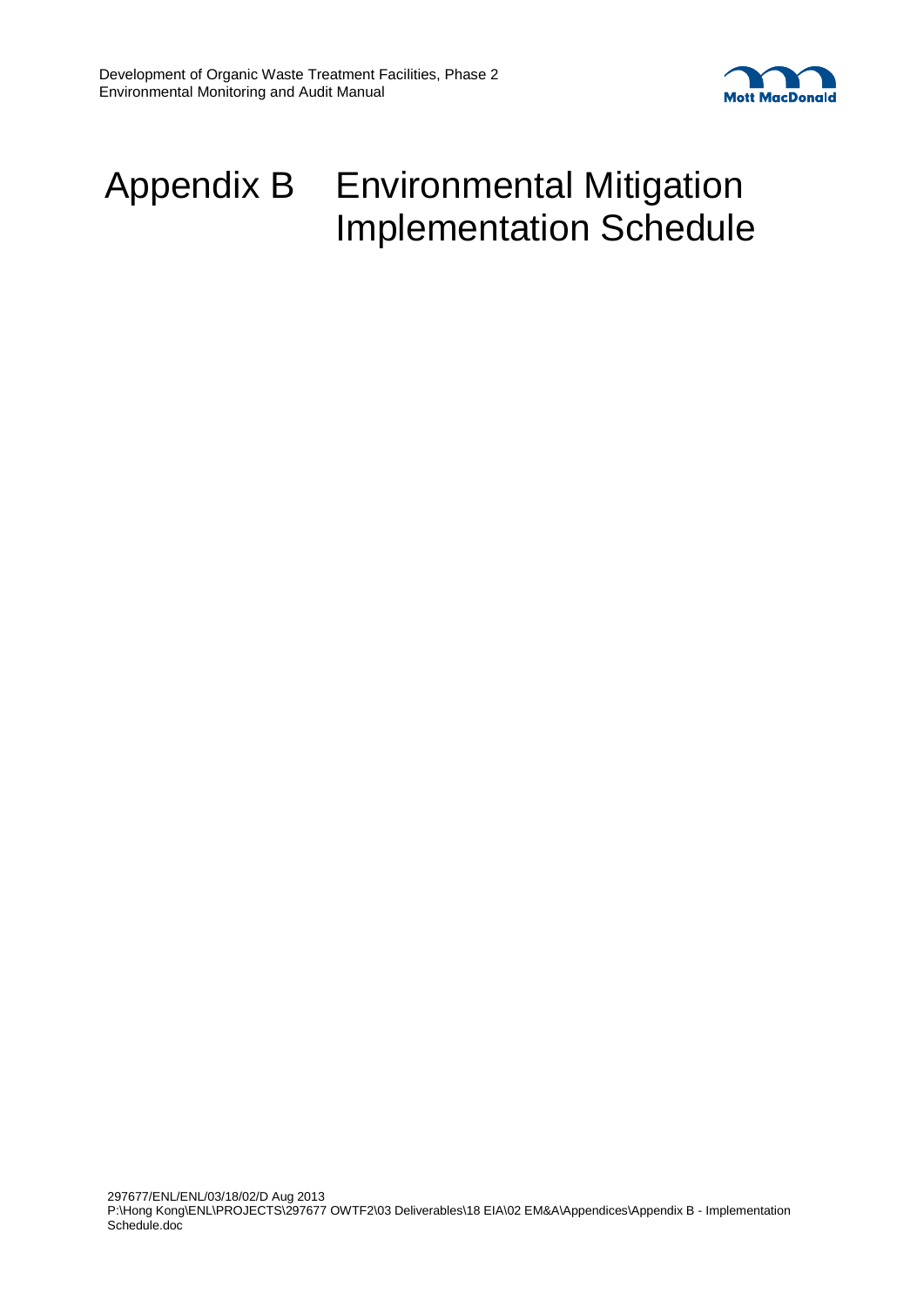# Appendix B Environmental Mitigation Implementation Schedule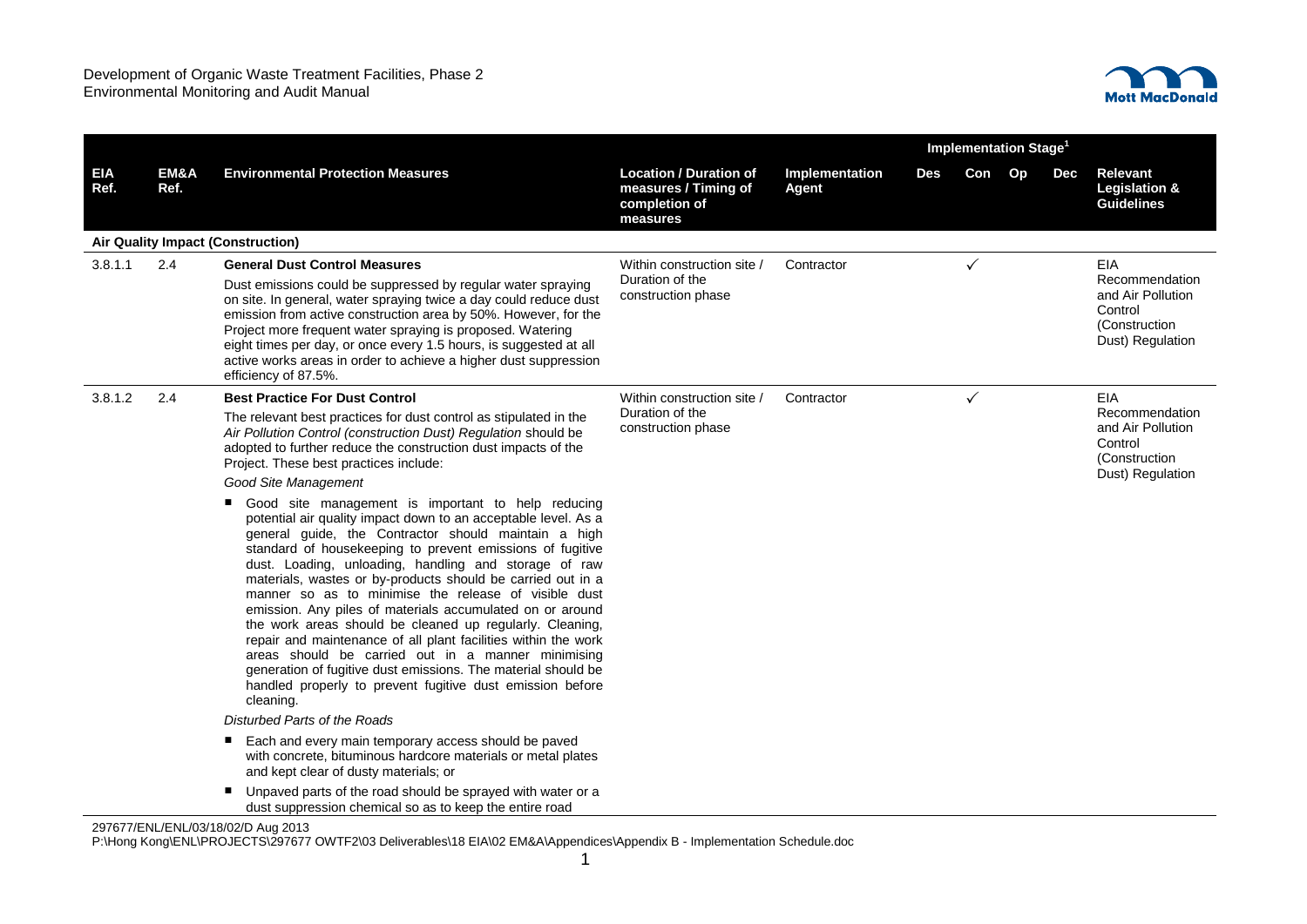| EIA Ref. | EM&A Ref. | Environmental Protection Measures | Location / Duration of measures / Timing of completion of measures | Implementation Agent | Implementation Stage[1] | | | | Relevant Legislation & Guidelines |
|---|---|---|---|---|---|---|---|---|---|
| | | | | | Des | Con | Op | Dec | |
| **Air Quality Impact (Construction)** | | | | | | | | | |
| 3.8.1.1 | 2.4 | **General Dust Control Measures**<br>Dust emissions could be suppressed by regular water spraying on site. In general, water spraying twice a day could reduce dust emission from active construction area by 50%. However, for the Project more frequent water spraying is proposed. Watering eight times per day, or once every 1.5 hours, is suggested at all active works areas in order to achieve a higher dust suppression efficiency of 87.5%. | Within construction site / Duration of the construction phase | Contractor | | ✓ | | | EIA Recommendation and Air Pollution Control (Construction Dust) Regulation |
| 3.8.1.2 | 2.4 | **Best Practice For Dust Control**<br>The relevant best practices for dust control as stipulated in the *Air Pollution Control (construction Dust) Regulation* should be adopted to further reduce the construction dust impacts of the Project. These best practices include:<br>*Good Site Management*<br>■ Good site management is important to help reducing potential air quality impact down to an acceptable level. As a general guide, the Contractor should maintain a high standard of housekeeping to prevent emissions of fugitive dust. Loading, unloading, handling and storage of raw materials, wastes or by-products should be carried out in a manner so as to minimise the release of visible dust emission. Any piles of materials accumulated on or around the work areas should be cleaned up regularly. Cleaning, repair and maintenance of all plant facilities within the work areas should be carried out in a manner minimising generation of fugitive dust emissions. The material should be handled properly to prevent fugitive dust emission before cleaning.<br>*Disturbed Parts of the Roads*<br>■ Each and every main temporary access should be paved with concrete, bituminous hardcore materials or metal plates and kept clear of dusty materials; or<br>■ Unpaved parts of the road should be sprayed with water or a dust suppression chemical so as to keep the entire road | Within construction site / Duration of the construction phase | Contractor | | ✓ | | | EIA Recommendation and Air Pollution Control (Construction Dust) Regulation |

297677/ENL/ENL/03/18/02/D Aug 2013
P:\Hong Kong\ENL\PROJECTS\297677 OWTF2\03 Deliverables\18 EIA\02 EM&A\Appendices\Appendix B - Implementation Schedule.doc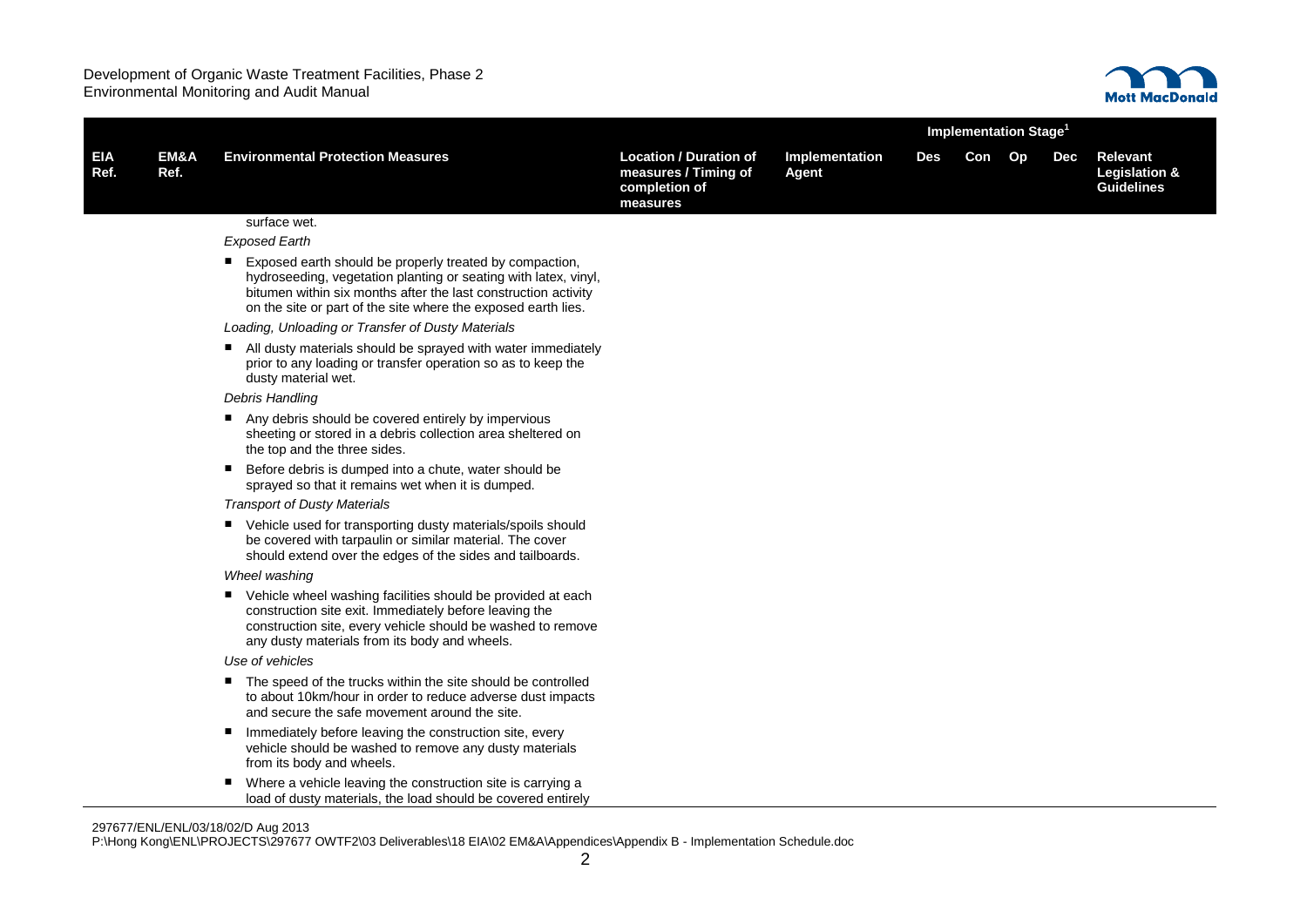| EIA Ref. | EM&A Ref. | Environmental Protection Measures | Location / Duration of measures / Timing of completion of measures | Implementation Agent | Implementation Stage[1] Des | Con | Op | Dec | Relevant Legislation & Guidelines |
|---|---|---|---|---|---|---|---|---|---|
| | | surface wet. | | | | | | | |
| | | *Exposed Earth* | | | | | | | |
| | | ■ Exposed earth should be properly treated by compaction, hydroseeding, vegetation planting or seating with latex, vinyl, bitumen within six months after the last construction activity on the site or part of the site where the exposed earth lies. | | | | | | | |
| | | *Loading, Unloading or Transfer of Dusty Materials* | | | | | | | |
| | | ■ All dusty materials should be sprayed with water immediately prior to any loading or transfer operation so as to keep the dusty material wet. | | | | | | | |
| | | *Debris Handling* | | | | | | | |
| | | ■ Any debris should be covered entirely by impervious sheeting or stored in a debris collection area sheltered on the top and the three sides. | | | | | | | |
| | | ■ Before debris is dumped into a chute, water should be sprayed so that it remains wet when it is dumped. | | | | | | | |
| | | *Transport of Dusty Materials* | | | | | | | |
| | | ■ Vehicle used for transporting dusty materials/spoils should be covered with tarpaulin or similar material. The cover should extend over the edges of the sides and tailboards. | | | | | | | |
| | | *Wheel washing* | | | | | | | |
| | | ■ Vehicle wheel washing facilities should be provided at each construction site exit. Immediately before leaving the construction site, every vehicle should be washed to remove any dusty materials from its body and wheels. | | | | | | | |
| | | *Use of vehicles* | | | | | | | |
| | | ■ The speed of the trucks within the site should be controlled to about 10km/hour in order to reduce adverse dust impacts and secure the safe movement around the site. | | | | | | | |
| | | ■ Immediately before leaving the construction site, every vehicle should be washed to remove any dusty materials from its body and wheels. | | | | | | | |
| | | ■ Where a vehicle leaving the construction site is carrying a load of dusty materials, the load should be covered entirely | | | | | | | |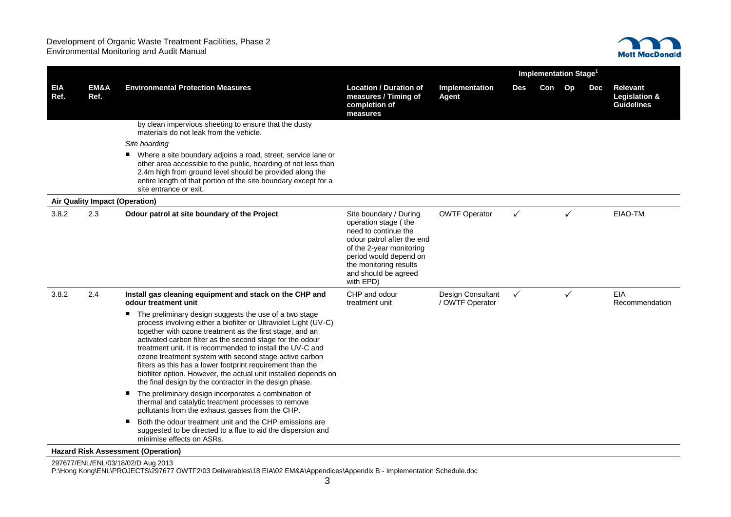| EIA Ref. | EM&A Ref. | Environmental Protection Measures | Location / Duration of measures / Timing of completion of measures | Implementation Agent | Implementation Stage[1] Des | Con | Op | Dec | Relevant Legislation & Guidelines |
|---|---|---|---|---|---|---|---|---|---|
| | | by clean impervious sheeting to ensure that the dusty materials do not leak from the vehicle. *Site hoarding* ■ Where a site boundary adjoins a road, street, service lane or other area accessible to the public, hoarding of not less than 2.4m high from ground level should be provided along the entire length of that portion of the site boundary except for a site entrance or exit. | | | | | | | |
| **Air Quality Impact (Operation)** | | | | | | | | | |
| 3.8.2 | 2.3 | **Odour patrol at site boundary of the Project** | Site boundary / During operation stage ( the need to continue the odour patrol after the end of the 2-year monitoring period would depend on the monitoring results and should be agreed with EPD) | OWTF Operator | ✓ | | ✓ | | EIAO-TM |
| 3.8.2 | 2.4 | **Install gas cleaning equipment and stack on the CHP and odour treatment unit** ■ The preliminary design suggests the use of a two stage process involving either a biofilter or Ultraviolet Light (UV-C) together with ozone treatment as the first stage, and an activated carbon filter as the second stage for the odour treatment unit. It is recommended to install the UV-C and ozone treatment system with second stage active carbon filters as this has a lower footprint requirement than the biofilter option. However, the actual unit installed depends on the final design by the contractor in the design phase. ■ The preliminary design incorporates a combination of thermal and catalytic treatment processes to remove pollutants from the exhaust gasses from the CHP. ■ Both the odour treatment unit and the CHP emissions are suggested to be directed to a flue to aid the dispersion and minimise effects on ASRs. | CHP and odour treatment unit | Design Consultant / OWTF Operator | ✓ | | ✓ | | EIA Recommendation |
| **Hazard Risk Assessment (Operation)** | | | | | | | | | |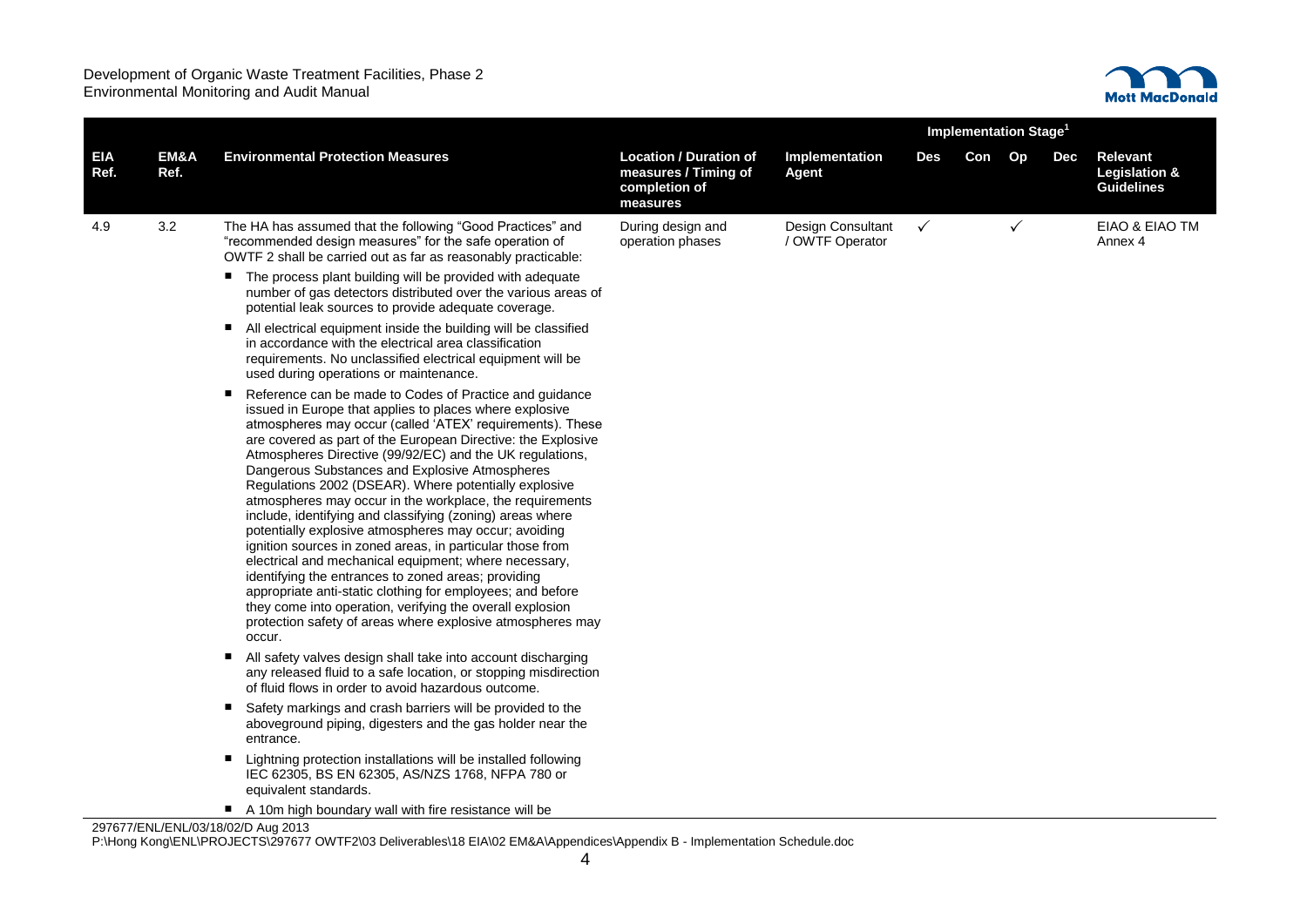| EIA Ref. | EM&A Ref. | Environmental Protection Measures | Location / Duration of measures / Timing of completion of measures | Implementation Agent | Implementation Stage[1] | | | | Relevant Legislation & Guidelines |
|---|---|---|---|---|---|---|---|---|---|
| | | | | | Des | Con | Op | Dec | |
| 4.9 | 3.2 | The HA has assumed that the following "Good Practices" and "recommended design measures" for the safe operation of OWTF 2 shall be carried out as far as reasonably practicable:<br>■ The process plant building will be provided with adequate number of gas detectors distributed over the various areas of potential leak sources to provide adequate coverage.<br>■ All electrical equipment inside the building will be classified in accordance with the electrical area classification requirements. No unclassified electrical equipment will be used during operations or maintenance.<br>■ Reference can be made to Codes of Practice and guidance issued in Europe that applies to places where explosive atmospheres may occur (called 'ATEX' requirements). These are covered as part of the European Directive: the Explosive Atmospheres Directive (99/92/EC) and the UK regulations, Dangerous Substances and Explosive Atmospheres Regulations 2002 (DSEAR). Where potentially explosive atmospheres may occur in the workplace, the requirements include, identifying and classifying (zoning) areas where potentially explosive atmospheres may occur; avoiding ignition sources in zoned areas, in particular those from electrical and mechanical equipment; where necessary, identifying the entrances to zoned areas; providing appropriate anti-static clothing for employees; and before they come into operation, verifying the overall explosion protection safety of areas where explosive atmospheres may occur.<br>■ All safety valves design shall take into account discharging any released fluid to a safe location, or stopping misdirection of fluid flows in order to avoid hazardous outcome.<br>■ Safety markings and crash barriers will be provided to the aboveground piping, digesters and the gas holder near the entrance.<br>■ Lightning protection installations will be installed following IEC 62305, BS EN 62305, AS/NZS 1768, NFPA 780 or equivalent standards.<br>■ A 10m high boundary wall with fire resistance will be | During design and operation phases | Design Consultant / OWTF Operator | ✓ | | ✓ | | EIAO & EIAO TM Annex 4 |

297677/ENL/ENL/03/18/02/D Aug 2013
P:\Hong Kong\ENL\PROJECTS\297677 OWTF2\03 Deliverables\18 EIA\02 EM&A\Appendices\Appendix B - Implementation Schedule.doc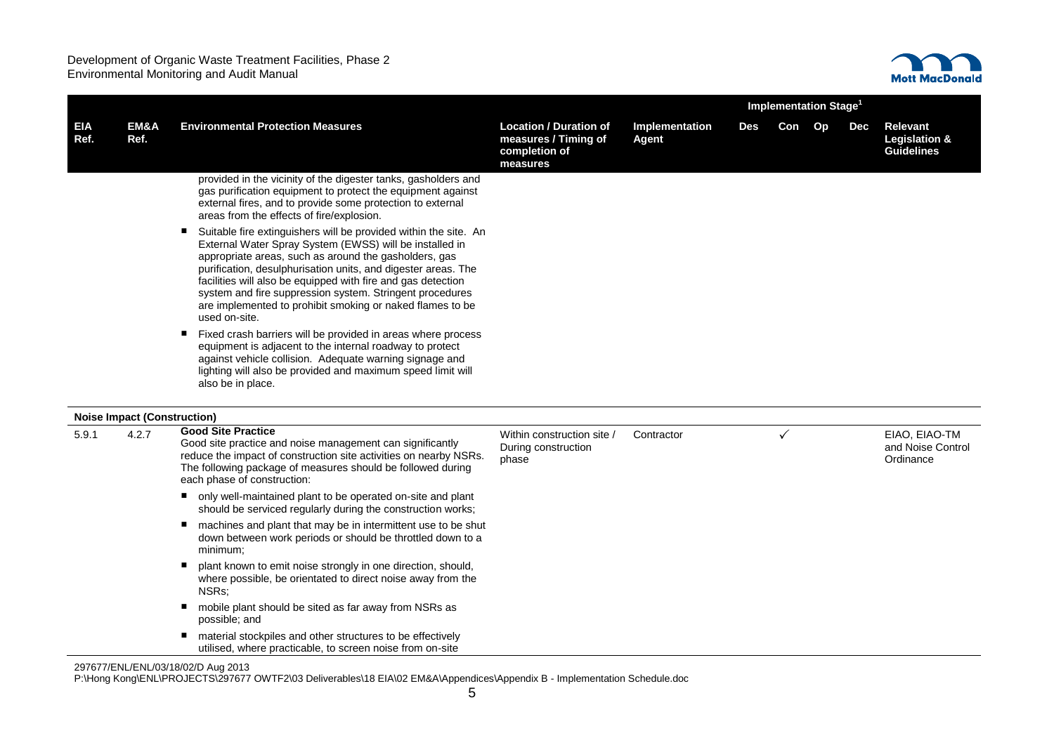| EIA Ref. | EM&A Ref. | Environmental Protection Measures | Location / Duration of measures / Timing of completion of measures | Implementation Agent | Implementation Stage[1] Des | Con | Op | Dec | Relevant Legislation & Guidelines |
|---|---|---|---|---|---|---|---|---|---|
| | | provided in the vicinity of the digester tanks, gasholders and gas purification equipment to protect the equipment against external fires, and to provide some protection to external areas from the effects of fire/explosion.<br>■ Suitable fire extinguishers will be provided within the site. An External Water Spray System (EWSS) will be installed in appropriate areas, such as around the gasholders, gas purification, desulphurisation units, and digester areas. The facilities will also be equipped with fire and gas detection system and fire suppression system. Stringent procedures are implemented to prohibit smoking or naked flames to be used on-site.<br>■ Fixed crash barriers will be provided in areas where process equipment is adjacent to the internal roadway to protect against vehicle collision. Adequate warning signage and lighting will also be provided and maximum speed limit will also be in place. | | | | | | | |
| **Noise Impact (Construction)** | | | | | | | | | |
| 5.9.1 | 4.2.7 | **Good Site Practice**<br>Good site practice and noise management can significantly reduce the impact of construction site activities on nearby NSRs. The following package of measures should be followed during each phase of construction:<br>■ only well-maintained plant to be operated on-site and plant should be serviced regularly during the construction works;<br>■ machines and plant that may be in intermittent use to be shut down between work periods or should be throttled down to a minimum;<br>■ plant known to emit noise strongly in one direction, should, where possible, be orientated to direct noise away from the NSRs;<br>■ mobile plant should be sited as far away from NSRs as possible; and<br>■ material stockpiles and other structures to be effectively utilised, where practicable, to screen noise from on-site | Within construction site / During construction phase | Contractor | | ✓ | | | EIAO, EIAO-TM and Noise Control Ordinance |

297677/ENL/ENL/03/18/02/D Aug 2013
P:\Hong Kong\ENL\PROJECTS\297677 OWTF2\03 Deliverables\18 EIA\02 EM&A\Appendices\Appendix B - Implementation Schedule.doc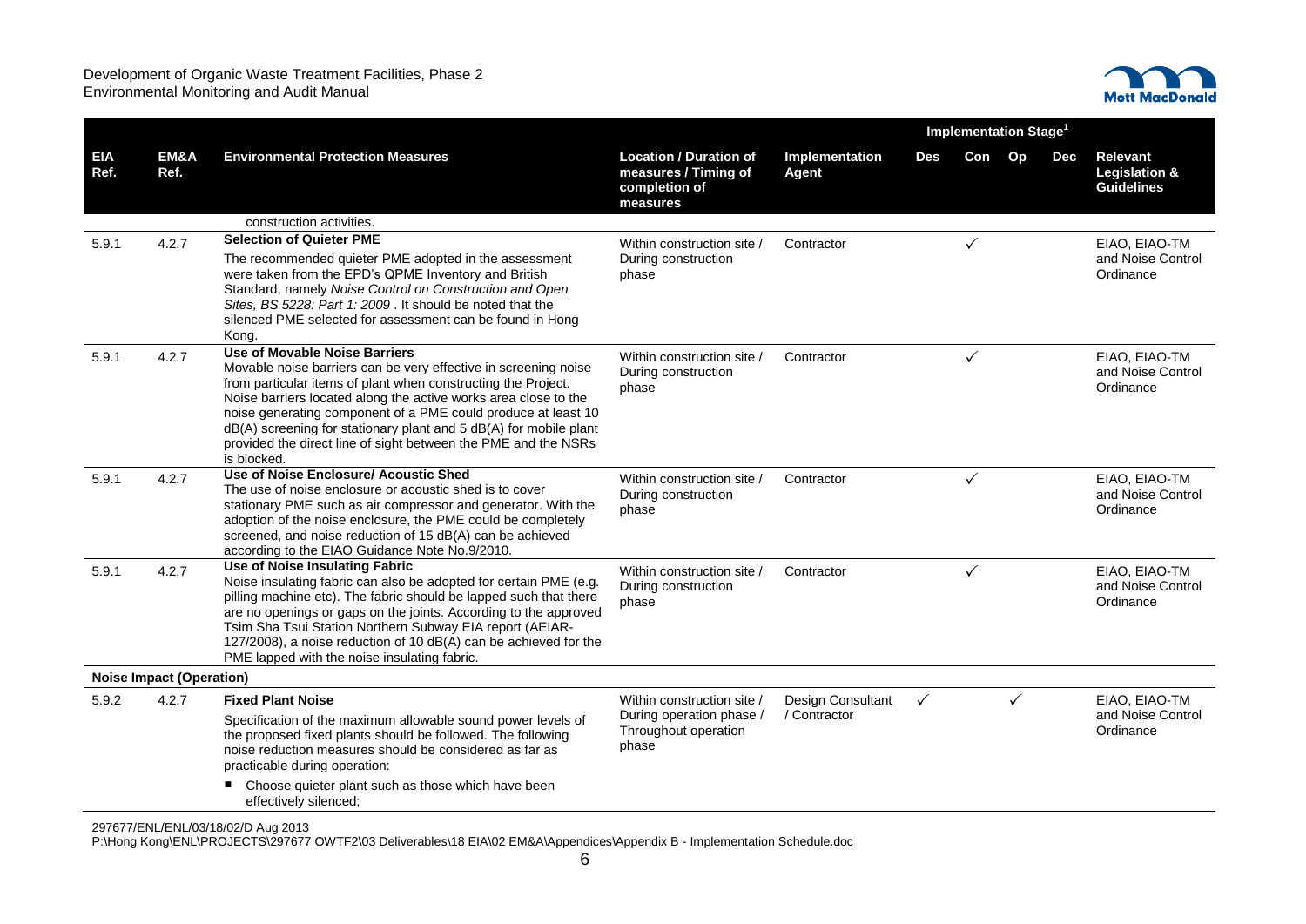| EIA Ref. | EM&A Ref. | Environmental Protection Measures | Location / Duration of measures / Timing of completion of measures | Implementation Agent | Implementation Stage[1] Des | Con | Op | Dec | Relevant Legislation & Guidelines |
|---|---|---|---|---|---|---|---|---|---|
| | | construction activities. | | | | | | | |
| 5.9.1 | 4.2.7 | **Selection of Quieter PME** The recommended quieter PME adopted in the assessment were taken from the EPD's QPME Inventory and British Standard, namely *Noise Control on Construction and Open Sites, BS 5228: Part 1: 2009*. It should be noted that the silenced PME selected for assessment can be found in Hong Kong. | Within construction site / During construction phase | Contractor | | ✓ | | | EIAO, EIAO-TM and Noise Control Ordinance |
| 5.9.1 | 4.2.7 | **Use of Movable Noise Barriers** Movable noise barriers can be very effective in screening noise from particular items of plant when constructing the Project. Noise barriers located along the active works area close to the noise generating component of a PME could produce at least 10 dB(A) screening for stationary plant and 5 dB(A) for mobile plant provided the direct line of sight between the PME and the NSRs is blocked. | Within construction site / During construction phase | Contractor | | ✓ | | | EIAO, EIAO-TM and Noise Control Ordinance |
| 5.9.1 | 4.2.7 | **Use of Noise Enclosure/ Acoustic Shed** The use of noise enclosure or acoustic shed is to cover stationary PME such as air compressor and generator. With the adoption of the noise enclosure, the PME could be completely screened, and noise reduction of 15 dB(A) can be achieved according to the EIAO Guidance Note No.9/2010. | Within construction site / During construction phase | Contractor | | ✓ | | | EIAO, EIAO-TM and Noise Control Ordinance |
| 5.9.1 | 4.2.7 | **Use of Noise Insulating Fabric** Noise insulating fabric can also be adopted for certain PME (e.g. pilling machine etc). The fabric should be lapped such that there are no openings or gaps on the joints. According to the approved Tsim Sha Tsui Station Northern Subway EIA report (AEIAR-127/2008), a noise reduction of 10 dB(A) can be achieved for the PME lapped with the noise insulating fabric. | Within construction site / During construction phase | Contractor | | ✓ | | | EIAO, EIAO-TM and Noise Control Ordinance |
| **Noise Impact (Operation)** | | | | | | | | | |
| 5.9.2 | 4.2.7 | **Fixed Plant Noise** Specification of the maximum allowable sound power levels of the proposed fixed plants should be followed. The following noise reduction measures should be considered as far as practicable during operation: <br>■ Choose quieter plant such as those which have been effectively silenced; | Within construction site / During operation phase / Throughout operation phase | Design Consultant / Contractor | ✓ | | ✓ | | EIAO, EIAO-TM and Noise Control Ordinance |

297677/ENL/ENL/03/18/02/D Aug 2013
P:\Hong Kong\ENL\PROJECTS\297677 OWTF2\03 Deliverables\18 EIA\02 EM&A\Appendices\Appendix B - Implementation Schedule.doc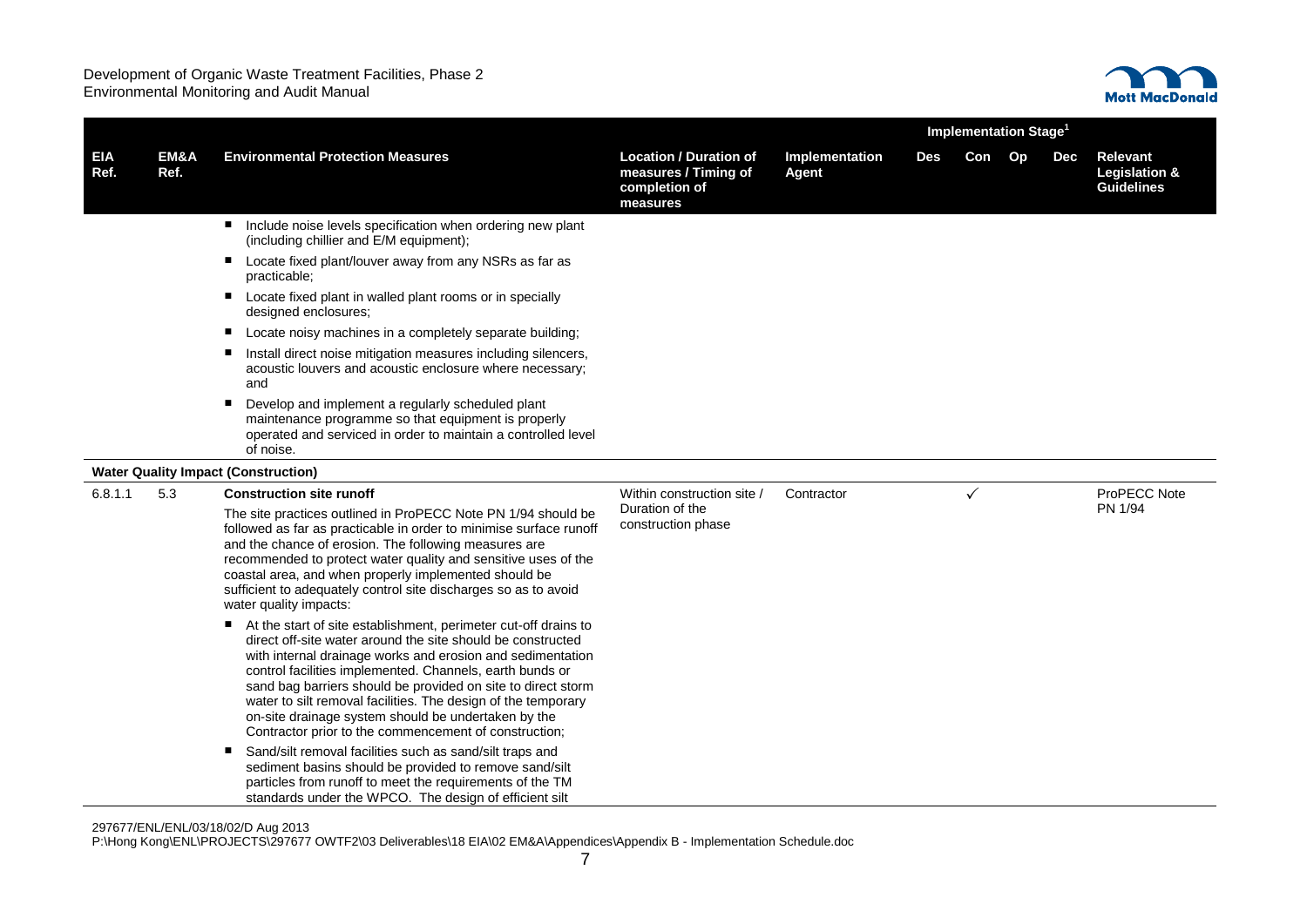| EIA Ref. | EM&A Ref. | Environmental Protection Measures | Location / Duration of measures / Timing of completion of measures | Implementation Agent | Implementation Stage[1] Des | Con | Op | Dec | Relevant Legislation & Guidelines |
|---|---|---|---|---|---|---|---|---|---|
| | | ■ Include noise levels specification when ordering new plant (including chillier and E/M equipment);<br>■ Locate fixed plant/louver away from any NSRs as far as practicable;<br>■ Locate fixed plant in walled plant rooms or in specially designed enclosures;<br>■ Locate noisy machines in a completely separate building;<br>■ Install direct noise mitigation measures including silencers, acoustic louvers and acoustic enclosure where necessary; and<br>■ Develop and implement a regularly scheduled plant maintenance programme so that equipment is properly operated and serviced in order to maintain a controlled level of noise. | | | | | | | |
| **Water Quality Impact (Construction)** | | | | | | | | | |
| 6.8.1.1 | 5.3 | **Construction site runoff**<br>The site practices outlined in ProPECC Note PN 1/94 should be followed as far as practicable in order to minimise surface runoff and the chance of erosion. The following measures are recommended to protect water quality and sensitive uses of the coastal area, and when properly implemented should be sufficient to adequately control site discharges so as to avoid water quality impacts:<br>■ At the start of site establishment, perimeter cut-off drains to direct off-site water around the site should be constructed with internal drainage works and erosion and sedimentation control facilities implemented. Channels, earth bunds or sand bag barriers should be provided on site to direct storm water to silt removal facilities. The design of the temporary on-site drainage system should be undertaken by the Contractor prior to the commencement of construction;<br>■ Sand/silt removal facilities such as sand/silt traps and sediment basins should be provided to remove sand/silt particles from runoff to meet the requirements of the TM standards under the WPCO. The design of efficient silt | Within construction site / Duration of the construction phase | Contractor | | ✓ | | | ProPECC Note PN 1/94 |

297677/ENL/ENL/03/18/02/D Aug 2013
P:\Hong Kong\ENL\PROJECTS\297677 OWTF2\03 Deliverables\18 EIA\02 EM&A\Appendices\Appendix B - Implementation Schedule.doc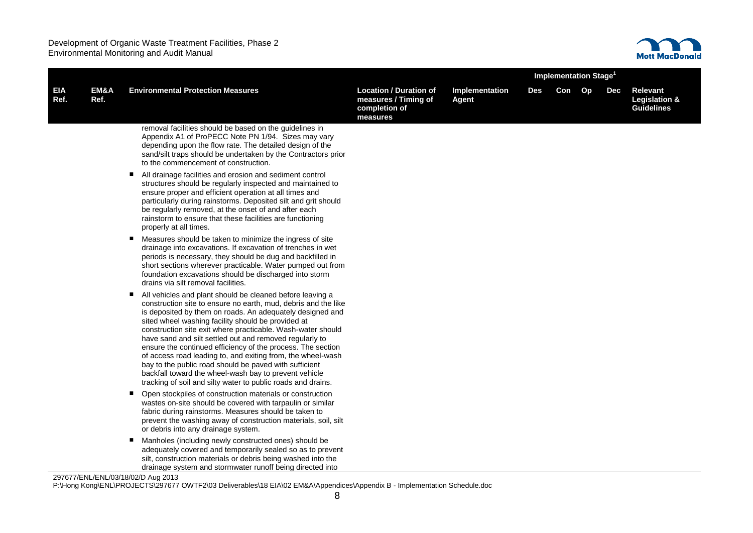| EIA Ref. | EM&A Ref. | Environmental Protection Measures | Location / Duration of measures / Timing of completion of measures | Implementation Agent | Implementation Stage[1] | | | | Relevant Legislation & Guidelines |
|---|---|---|---|---|---|---|---|---|---|
| | | | | | Des | Con | Op | Dec | |
| | | removal facilities should be based on the guidelines in Appendix A1 of ProPECC Note PN 1/94. Sizes may vary depending upon the flow rate. The detailed design of the sand/silt traps should be undertaken by the Contractors prior to the commencement of construction. | | | | | | | |
| | | ▪ All drainage facilities and erosion and sediment control structures should be regularly inspected and maintained to ensure proper and efficient operation at all times and particularly during rainstorms. Deposited silt and grit should be regularly removed, at the onset of and after each rainstorm to ensure that these facilities are functioning properly at all times. | | | | | | | |
| | | ▪ Measures should be taken to minimize the ingress of site drainage into excavations. If excavation of trenches in wet periods is necessary, they should be dug and backfilled in short sections wherever practicable. Water pumped out from foundation excavations should be discharged into storm drains via silt removal facilities. | | | | | | | |
| | | ▪ All vehicles and plant should be cleaned before leaving a construction site to ensure no earth, mud, debris and the like is deposited by them on roads. An adequately designed and sited wheel washing facility should be provided at construction site exit where practicable. Wash-water should have sand and silt settled out and removed regularly to ensure the continued efficiency of the process. The section of access road leading to, and exiting from, the wheel-wash bay to the public road should be paved with sufficient backfall toward the wheel-wash bay to prevent vehicle tracking of soil and silty water to public roads and drains. | | | | | | | |
| | | ▪ Open stockpiles of construction materials or construction wastes on-site should be covered with tarpaulin or similar fabric during rainstorms. Measures should be taken to prevent the washing away of construction materials, soil, silt or debris into any drainage system. | | | | | | | |
| | | ▪ Manholes (including newly constructed ones) should be adequately covered and temporarily sealed so as to prevent silt, construction materials or debris being washed into the drainage system and stormwater runoff being directed into | | | | | | | |

297677/ENL/ENL/03/18/02/D Aug 2013
P:\Hong Kong\ENL\PROJECTS\297677 OWTF2\03 Deliverables\18 EIA\02 EM&A\Appendices\Appendix B - Implementation Schedule.doc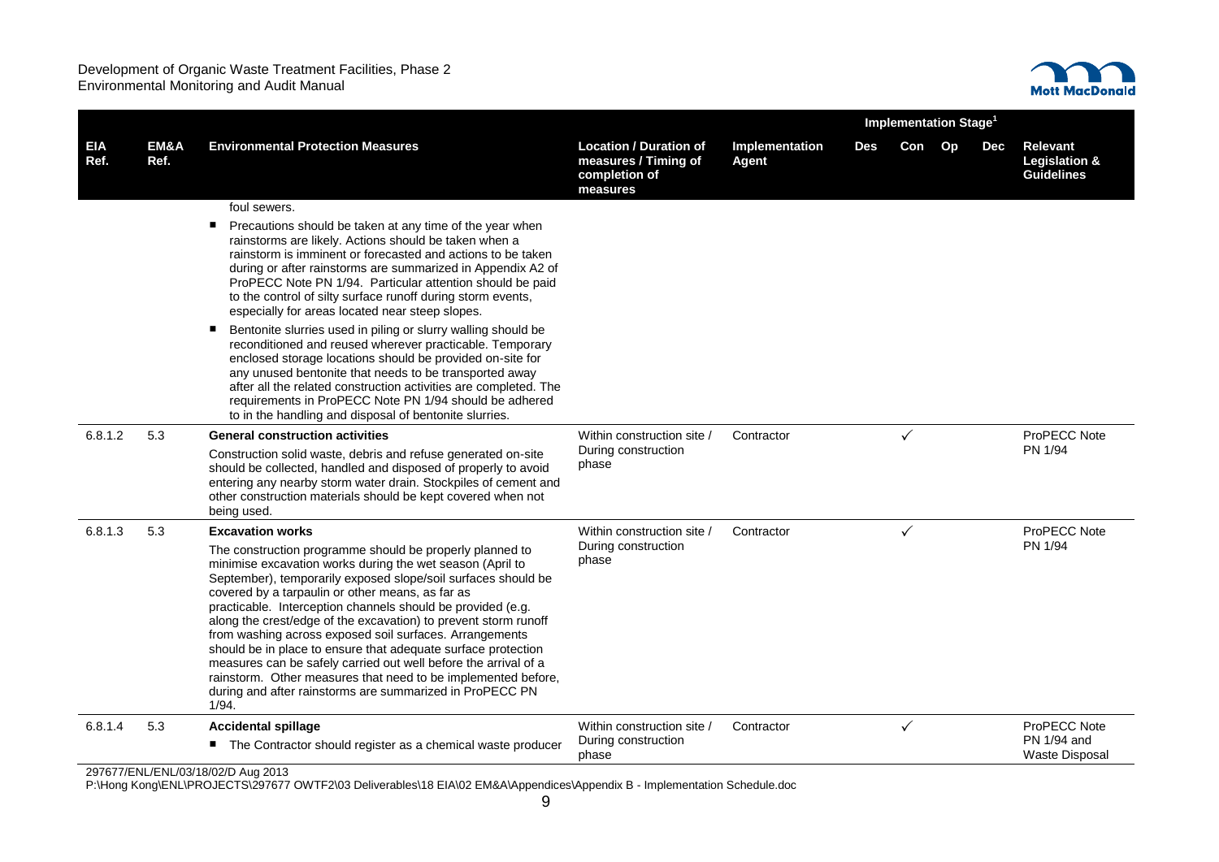| EIA Ref. | EM&A Ref. | Environmental Protection Measures | Location / Duration of measures / Timing of completion of measures | Implementation Agent | Implementation Stage[1] | | | | Relevant Legislation & Guidelines |
|---|---|---|---|---|---|---|---|---|---|
| | | | | | Des | Con | Op | Dec | |
| | | foul sewers.<br>■ Precautions should be taken at any time of the year when rainstorms are likely. Actions should be taken when a rainstorm is imminent or forecasted and actions to be taken during or after rainstorms are summarized in Appendix A2 of ProPECC Note PN 1/94. Particular attention should be paid to the control of silty surface runoff during storm events, especially for areas located near steep slopes.<br>■ Bentonite slurries used in piling or slurry walling should be reconditioned and reused wherever practicable. Temporary enclosed storage locations should be provided on-site for any unused bentonite that needs to be transported away after all the related construction activities are completed. The requirements in ProPECC Note PN 1/94 should be adhered to in the handling and disposal of bentonite slurries. | | | | | | | |
| 6.8.1.2 | 5.3 | **General construction activities**<br>Construction solid waste, debris and refuse generated on-site should be collected, handled and disposed of properly to avoid entering any nearby storm water drain. Stockpiles of cement and other construction materials should be kept covered when not being used. | Within construction site / During construction phase | Contractor | | ✓ | | | ProPECC Note PN 1/94 |
| 6.8.1.3 | 5.3 | **Excavation works**<br>The construction programme should be properly planned to minimise excavation works during the wet season (April to September), temporarily exposed slope/soil surfaces should be covered by a tarpaulin or other means, as far as practicable. Interception channels should be provided (e.g. along the crest/edge of the excavation) to prevent storm runoff from washing across exposed soil surfaces. Arrangements should be in place to ensure that adequate surface protection measures can be safely carried out well before the arrival of a rainstorm. Other measures that need to be implemented before, during and after rainstorms are summarized in ProPECC PN 1/94. | Within construction site / During construction phase | Contractor | | ✓ | | | ProPECC Note PN 1/94 |
| 6.8.1.4 | 5.3 | **Accidental spillage**<br>■ The Contractor should register as a chemical waste producer | Within construction site / During construction phase | Contractor | | ✓ | | | ProPECC Note PN 1/94 and Waste Disposal |

297677/ENL/ENL/03/18/02/D Aug 2013
P:\Hong Kong\ENL\PROJECTS\297677 OWTF2\03 Deliverables\18 EIA\02 EM&A\Appendices\Appendix B - Implementation Schedule.doc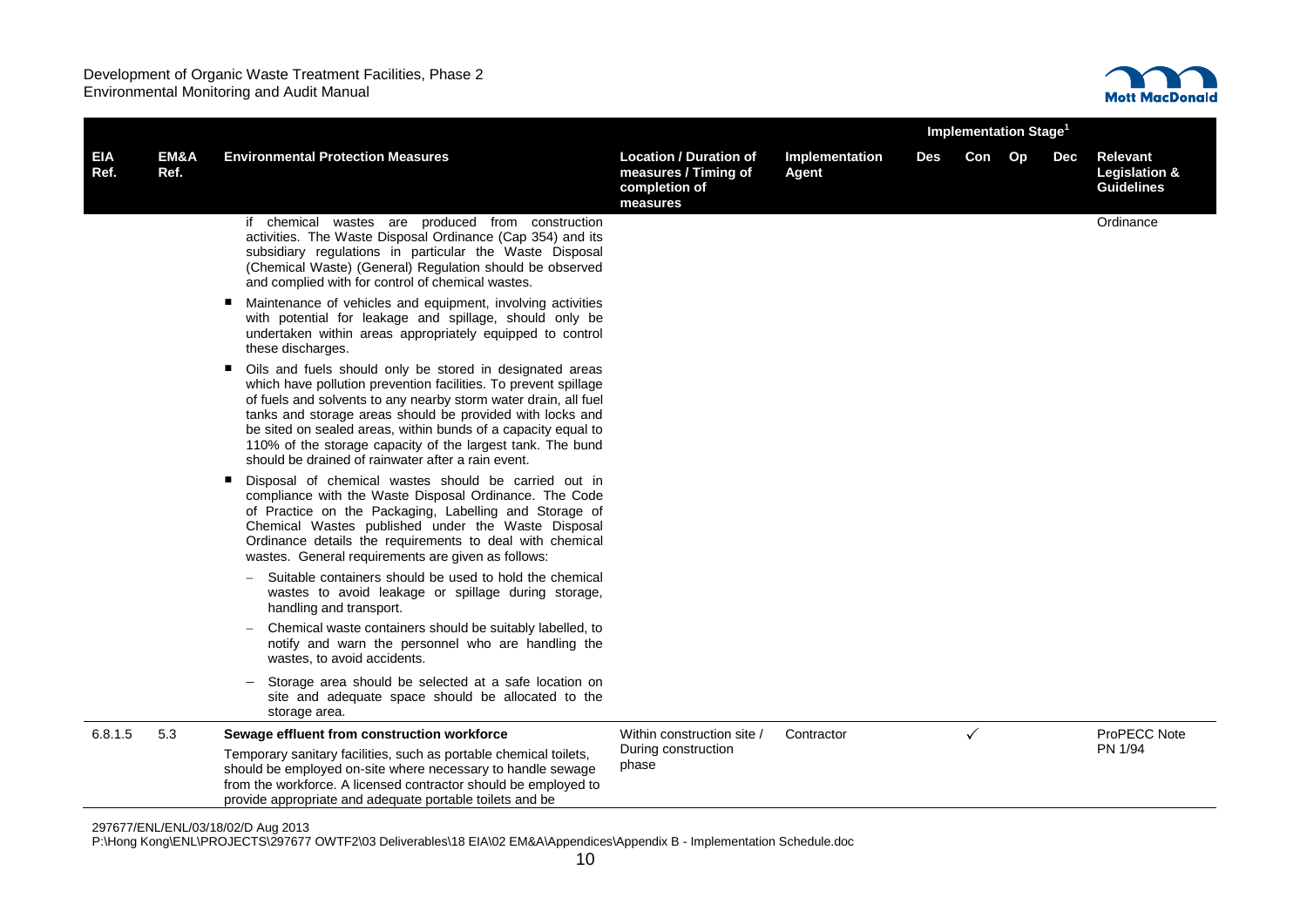| EIA Ref. | EM&A Ref. | Environmental Protection Measures | Location / Duration of measures / Timing of completion of measures | Implementation Agent | Implementation Stage[1] | | | | Relevant Legislation & Guidelines |
|---|---|---|---|---|---|---|---|---|---|
| | | | | | Des | Con | Op | Dec | |
| | | if chemical wastes are produced from construction activities. The Waste Disposal Ordinance (Cap 354) and its subsidiary regulations in particular the Waste Disposal (Chemical Waste) (General) Regulation should be observed and complied with for control of chemical wastes.<br>■ Maintenance of vehicles and equipment, involving activities with potential for leakage and spillage, should only be undertaken within areas appropriately equipped to control these discharges.<br>■ Oils and fuels should only be stored in designated areas which have pollution prevention facilities. To prevent spillage of fuels and solvents to any nearby storm water drain, all fuel tanks and storage areas should be provided with locks and be sited on sealed areas, within bunds of a capacity equal to 110% of the storage capacity of the largest tank. The bund should be drained of rainwater after a rain event.<br>■ Disposal of chemical wastes should be carried out in compliance with the Waste Disposal Ordinance. The Code of Practice on the Packaging, Labelling and Storage of Chemical Wastes published under the Waste Disposal Ordinance details the requirements to deal with chemical wastes. General requirements are given as follows:<br>– Suitable containers should be used to hold the chemical wastes to avoid leakage or spillage during storage, handling and transport.<br>– Chemical waste containers should be suitably labelled, to notify and warn the personnel who are handling the wastes, to avoid accidents.<br>– Storage area should be selected at a safe location on site and adequate space should be allocated to the storage area. | | | | | | | Ordinance |
| 6.8.1.5 | 5.3 | **Sewage effluent from construction workforce**<br>Temporary sanitary facilities, such as portable chemical toilets, should be employed on-site where necessary to handle sewage from the workforce. A licensed contractor should be employed to provide appropriate and adequate portable toilets and be | Within construction site / During construction phase | Contractor | | ✓ | | | ProPECC Note PN 1/94 |

297677/ENL/ENL/03/18/02/D Aug 2013
P:\Hong Kong\ENL\PROJECTS\297677 OWTF2\03 Deliverables\18 EIA\02 EM&A\Appendices\Appendix B - Implementation Schedule.doc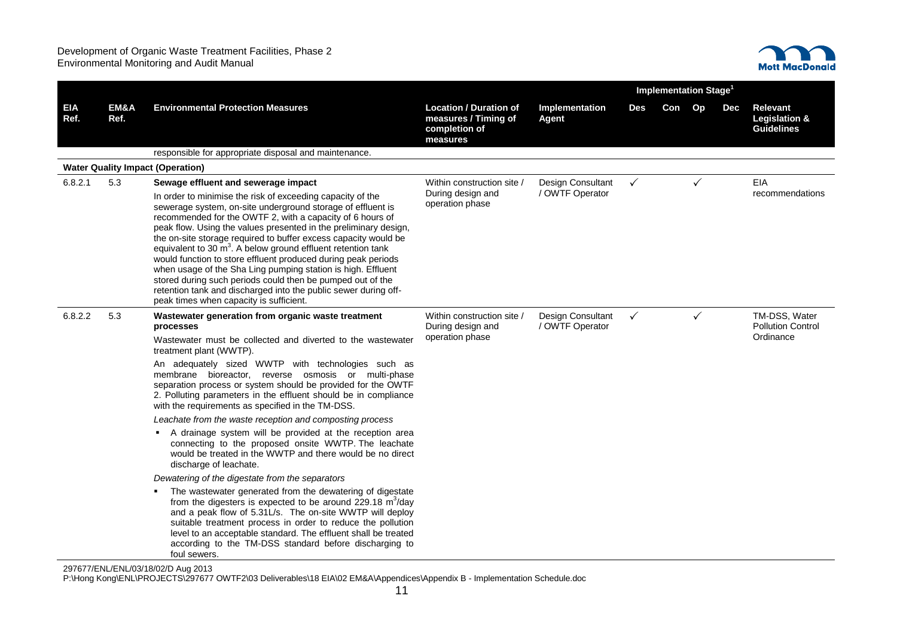| EIA Ref. | EM&A Ref. | Environmental Protection Measures | Location / Duration of measures / Timing of completion of measures | Implementation Agent | Implementation Stage[1] | | | | Relevant Legislation & Guidelines |
|---|---|---|---|---|---|---|---|---|---|
| | | | | | Des | Con | Op | Dec | |
| | | responsible for appropriate disposal and maintenance. | | | | | | | |
| **Water Quality Impact (Operation)** | | | | | | | | | |
| 6.8.2.1 | 5.3 | **Sewage effluent and sewerage impact**<br>In order to minimise the risk of exceeding capacity of the sewerage system, on-site underground storage of effluent is recommended for the OWTF 2, with a capacity of 6 hours of peak flow. Using the values presented in the preliminary design, the on-site storage required to buffer excess capacity would be equivalent to 30 $m^3$. A below ground effluent retention tank would function to store effluent produced during peak periods when usage of the Sha Ling pumping station is high. Effluent stored during such periods could then be pumped out of the retention tank and discharged into the public sewer during off-peak times when capacity is sufficient. | Within construction site / During design and operation phase | Design Consultant / OWTF Operator | ✓ | | ✓ | | EIA recommendations |
| 6.8.2.2 | 5.3 | **Wastewater generation from organic waste treatment processes**<br>Wastewater must be collected and diverted to the wastewater treatment plant (WWTP).<br>An adequately sized WWTP with technologies such as membrane bioreactor, reverse osmosis or multi-phase separation process or system should be provided for the OWTF 2. Polluting parameters in the effluent should be in compliance with the requirements as specified in the TM-DSS.<br>*Leachate from the waste reception and composting process*<br>▪ A drainage system will be provided at the reception area connecting to the proposed onsite WWTP. The leachate would be treated in the WWTP and there would be no direct discharge of leachate.<br>*Dewatering of the digestate from the separators*<br>▪ The wastewater generated from the dewatering of digestate from the digesters is expected to be around 229.18 $m^3$/day and a peak flow of 5.31L/s. The on-site WWTP will deploy suitable treatment process in order to reduce the pollution level to an acceptable standard. The effluent shall be treated according to the TM-DSS standard before discharging to foul sewers. | Within construction site / During design and operation phase | Design Consultant / OWTF Operator | ✓ | | ✓ | | TM-DSS, Water Pollution Control Ordinance |

297677/ENL/ENL/03/18/02/D Aug 2013
P:\Hong Kong\ENL\PROJECTS\297677 OWTF2\03 Deliverables\18 EIA\02 EM&A\Appendices\Appendix B - Implementation Schedule.doc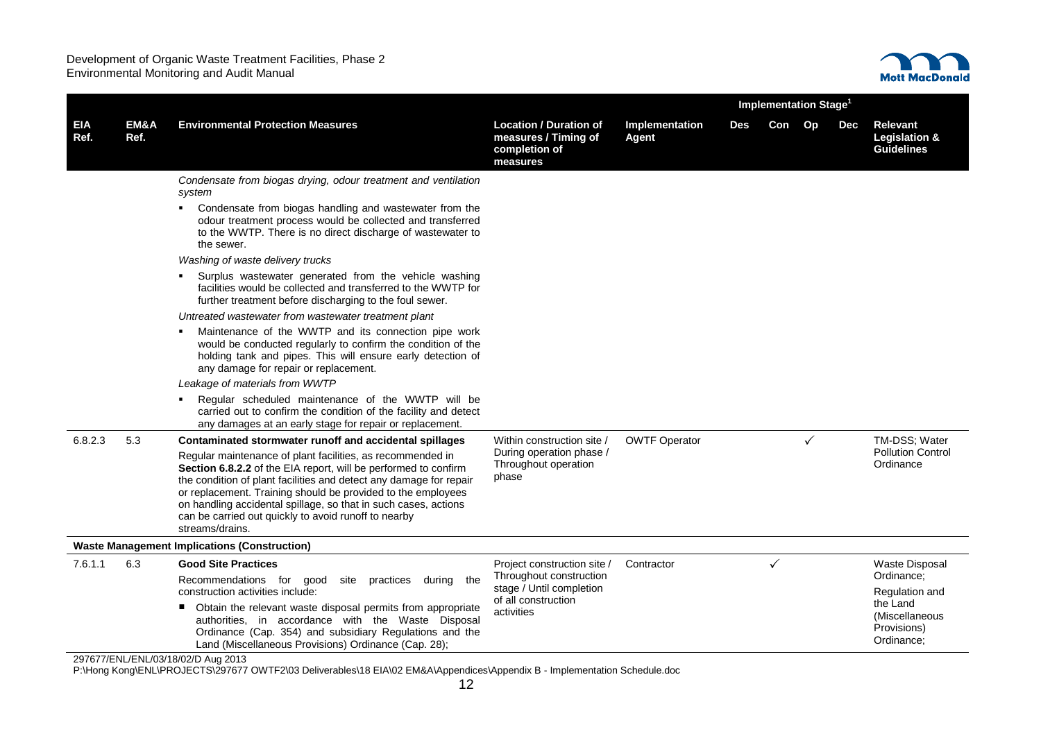| EIA Ref. | EM&A Ref. | Environmental Protection Measures | Location / Duration of measures / Timing of completion of measures | Implementation Agent | Implementation Stage[1] Des | Con | Op | Dec | Relevant Legislation & Guidelines |
|---|---|---|---|---|---|---|---|---|---|
| | | *Condensate from biogas drying, odour treatment and ventilation system*<br>▪ Condensate from biogas handling and wastewater from the odour treatment process would be collected and transferred to the WWTP. There is no direct discharge of wastewater to the sewer.<br>*Washing of waste delivery trucks*<br>▪ Surplus wastewater generated from the vehicle washing facilities would be collected and transferred to the WWTP for further treatment before discharging to the foul sewer.<br>*Untreated wastewater from wastewater treatment plant*<br>▪ Maintenance of the WWTP and its connection pipe work would be conducted regularly to confirm the condition of the holding tank and pipes. This will ensure early detection of any damage for repair or replacement.<br>*Leakage of materials from WWTP*<br>▪ Regular scheduled maintenance of the WWTP will be carried out to confirm the condition of the facility and detect any damages at an early stage for repair or replacement. | | | | | | | |
| 6.8.2.3 | 5.3 | **Contaminated stormwater runoff and accidental spillages**<br>Regular maintenance of plant facilities, as recommended in **Section 6.8.2.2** of the EIA report, will be performed to confirm the condition of plant facilities and detect any damage for repair or replacement. Training should be provided to the employees on handling accidental spillage, so that in such cases, actions can be carried out quickly to avoid runoff to nearby streams/drains. | Within construction site / During operation phase / Throughout operation phase | OWTF Operator | | | ✓ | | TM-DSS; Water Pollution Control Ordinance |
| **Waste Management Implications (Construction)** | | | | | | | | | |
| 7.6.1.1 | 6.3 | **Good Site Practices**<br>Recommendations for good site practices during the construction activities include:<br>▪ Obtain the relevant waste disposal permits from appropriate authorities, in accordance with the Waste Disposal Ordinance (Cap. 354) and subsidiary Regulations and the Land (Miscellaneous Provisions) Ordinance (Cap. 28); | Project construction site / Throughout construction stage / Until completion of all construction activities | Contractor | | ✓ | | | Waste Disposal Ordinance;<br>Regulation and the Land (Miscellaneous Provisions) Ordinance; |

297677/ENL/ENL/03/18/02/D Aug 2013
P:\Hong Kong\ENL\PROJECTS\297677 OWTF2\03 Deliverables\18 EIA\02 EM&A\Appendices\Appendix B - Implementation Schedule.doc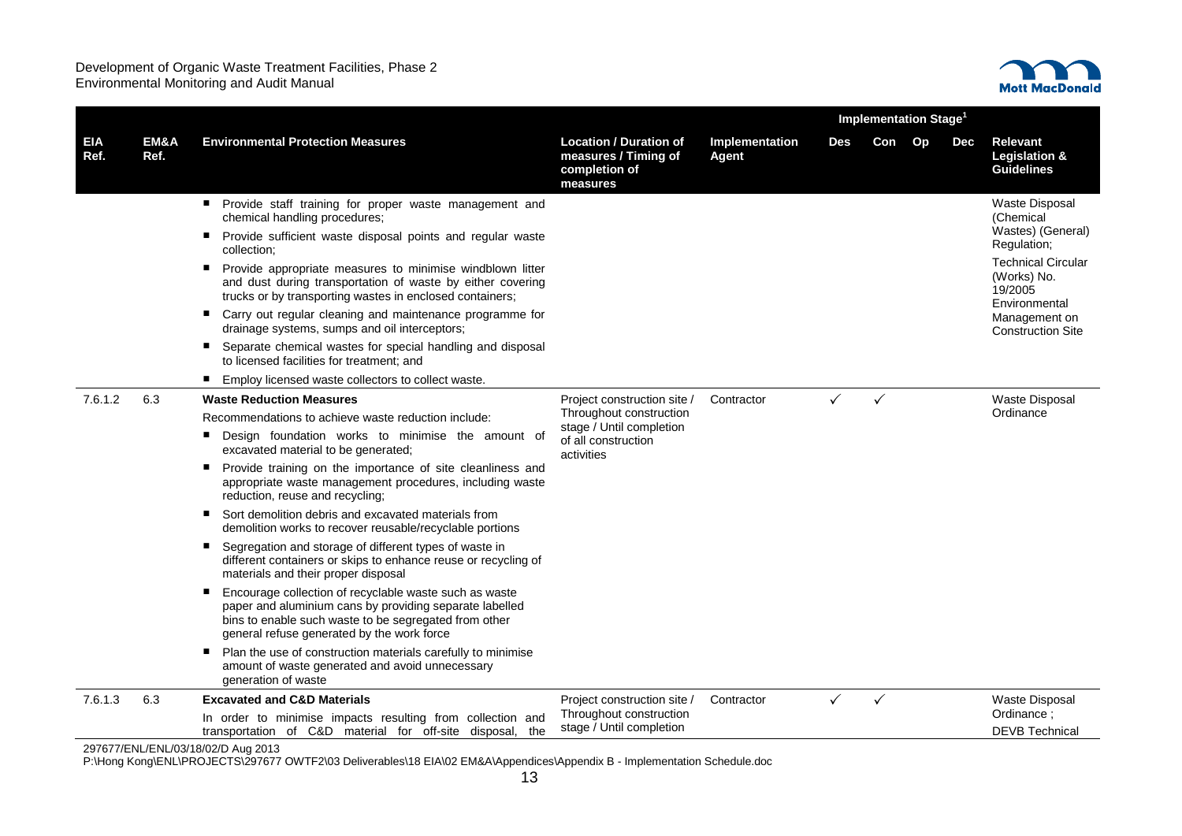| EIA Ref. | EM&A Ref. | Environmental Protection Measures | Location / Duration of measures / Timing of completion of measures | Implementation Agent | Implementation Stage[1] | | | | Relevant Legislation & Guidelines |
|---|---|---|---|---|---|---|---|---|---|
| | | | | | Des | Con | Op | Dec | |
| | | ■ Provide staff training for proper waste management and chemical handling procedures;<br>■ Provide sufficient waste disposal points and regular waste collection;<br>■ Provide appropriate measures to minimise windblown litter and dust during transportation of waste by either covering trucks or by transporting wastes in enclosed containers;<br>■ Carry out regular cleaning and maintenance programme for drainage systems, sumps and oil interceptors;<br>■ Separate chemical wastes for special handling and disposal to licensed facilities for treatment; and<br>■ Employ licensed waste collectors to collect waste. | | | | | | | Waste Disposal (Chemical Wastes) (General) Regulation;<br>Technical Circular (Works) No. 19/2005 Environmental Management on Construction Site |
| 7.6.1.2 | 6.3 | **Waste Reduction Measures**<br>Recommendations to achieve waste reduction include:<br>■ Design foundation works to minimise the amount of excavated material to be generated;<br>■ Provide training on the importance of site cleanliness and appropriate waste management procedures, including waste reduction, reuse and recycling;<br>■ Sort demolition debris and excavated materials from demolition works to recover reusable/recyclable portions<br>■ Segregation and storage of different types of waste in different containers or skips to enhance reuse or recycling of materials and their proper disposal<br>■ Encourage collection of recyclable waste such as waste paper and aluminium cans by providing separate labelled bins to enable such waste to be segregated from other general refuse generated by the work force<br>■ Plan the use of construction materials carefully to minimise amount of waste generated and avoid unnecessary generation of waste | Project construction site / Throughout construction stage / Until completion of all construction activities | Contractor | ✓ | ✓ | | | Waste Disposal Ordinance |
| 7.6.1.3 | 6.3 | **Excavated and C&D Materials**<br>In order to minimise impacts resulting from collection and transportation of C&D material for off-site disposal, the | Project construction site / Throughout construction stage / Until completion | Contractor | ✓ | ✓ | | | Waste Disposal Ordinance ;<br>DEVB Technical |

297677/ENL/ENL/03/18/02/D Aug 2013
P:\Hong Kong\ENL\PROJECTS\297677 OWTF2\03 Deliverables\18 EIA\02 EM&A\Appendices\Appendix B - Implementation Schedule.doc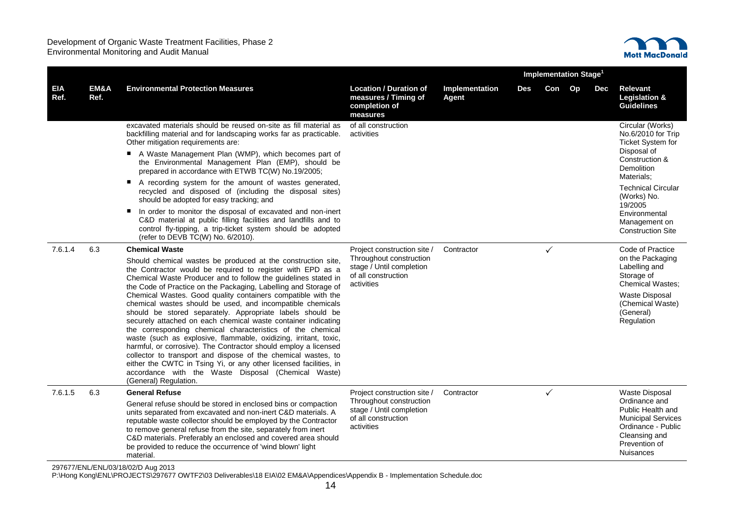| EIA Ref. | EM&A Ref. | Environmental Protection Measures | Location / Duration of measures / Timing of completion of measures | Implementation Agent | Implementation Stage[1] | | | | Relevant Legislation & Guidelines |
|---|---|---|---|---|---|---|---|---|---|
| | | | | | Des | Con | Op | Dec | |
| | | excavated materials should be reused on-site as fill material as backfilling material and for landscaping works far as practicable. Other mitigation requirements are:<br>■ A Waste Management Plan (WMP), which becomes part of the Environmental Management Plan (EMP), should be prepared in accordance with ETWB TC(W) No.19/2005;<br>■ A recording system for the amount of wastes generated, recycled and disposed of (including the disposal sites) should be adopted for easy tracking; and<br>■ In order to monitor the disposal of excavated and non-inert C&D material at public filling facilities and landfills and to control fly-tipping, a trip-ticket system should be adopted (refer to DEVB TC(W) No. 6/2010). | of all construction activities | | | | | | Circular (Works) No.6/2010 for Trip Ticket System for Disposal of Construction & Demolition Materials;<br>Technical Circular (Works) No. 19/2005 Environmental Management on Construction Site |
| 7.6.1.4 | 6.3 | **Chemical Waste**<br>Should chemical wastes be produced at the construction site, the Contractor would be required to register with EPD as a Chemical Waste Producer and to follow the guidelines stated in the Code of Practice on the Packaging, Labelling and Storage of Chemical Wastes. Good quality containers compatible with the chemical wastes should be used, and incompatible chemicals should be stored separately. Appropriate labels should be securely attached on each chemical waste container indicating the corresponding chemical characteristics of the chemical waste (such as explosive, flammable, oxidizing, irritant, toxic, harmful, or corrosive). The Contractor should employ a licensed collector to transport and dispose of the chemical wastes, to either the CWTC in Tsing Yi, or any other licensed facilities, in accordance with the Waste Disposal (Chemical Waste) (General) Regulation. | Project construction site / Throughout construction stage / Until completion of all construction activities | Contractor | | ✓ | | | Code of Practice on the Packaging Labelling and Storage of Chemical Wastes;<br>Waste Disposal (Chemical Waste) (General) Regulation |
| 7.6.1.5 | 6.3 | **General Refuse**<br>General refuse should be stored in enclosed bins or compaction units separated from excavated and non-inert C&D materials. A reputable waste collector should be employed by the Contractor to remove general refuse from the site, separately from inert C&D materials. Preferably an enclosed and covered area should be provided to reduce the occurrence of 'wind blown' light material. | Project construction site / Throughout construction stage / Until completion of all construction activities | Contractor | | ✓ | | | Waste Disposal Ordinance and Public Health and Municipal Services Ordinance - Public Cleansing and Prevention of Nuisances |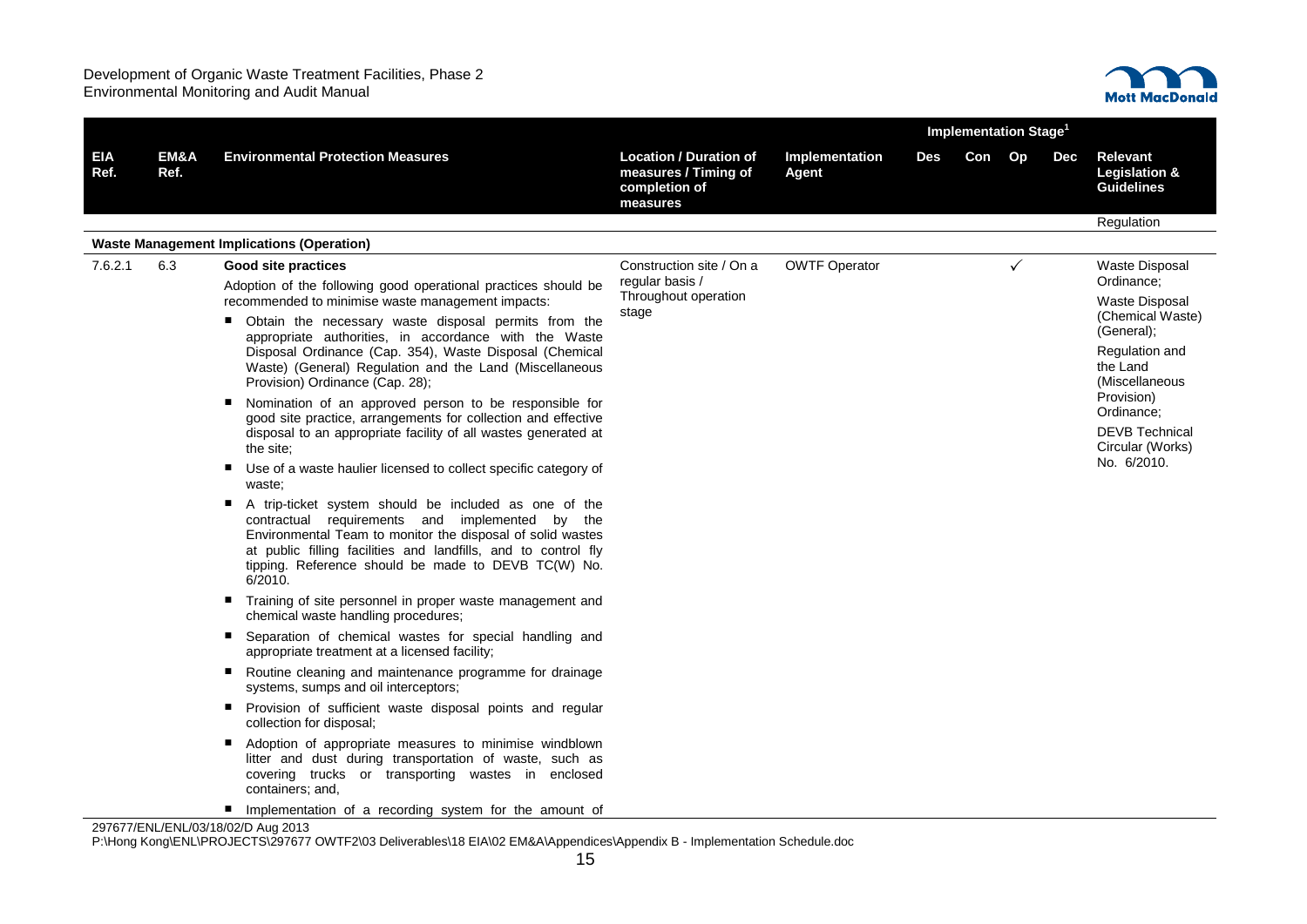| EIA Ref. | EM&A Ref. | Environmental Protection Measures | Location / Duration of measures / Timing of completion of measures | Implementation Agent | Implementation Stage[1] | | | | Relevant Legislation & Guidelines |
|---|---|---|---|---|---|---|---|---|---|
| | | | | | Des | Con | Op | Dec | |
| | | | | | | | | | Regulation |
| **Waste Management Implications (Operation)** | | | | | | | | | |
| 7.6.2.1 | 6.3 | **Good site practices**<br>Adoption of the following good operational practices should be recommended to minimise waste management impacts:<br>■ Obtain the necessary waste disposal permits from the appropriate authorities, in accordance with the Waste Disposal Ordinance (Cap. 354), Waste Disposal (Chemical Waste) (General) Regulation and the Land (Miscellaneous Provision) Ordinance (Cap. 28);<br>■ Nomination of an approved person to be responsible for good site practice, arrangements for collection and effective disposal to an appropriate facility of all wastes generated at the site;<br>■ Use of a waste haulier licensed to collect specific category of waste;<br>■ A trip-ticket system should be included as one of the contractual requirements and implemented by the Environmental Team to monitor the disposal of solid wastes at public filling facilities and landfills, and to control fly tipping. Reference should be made to DEVB TC(W) No. 6/2010.<br>■ Training of site personnel in proper waste management and chemical waste handling procedures;<br>■ Separation of chemical wastes for special handling and appropriate treatment at a licensed facility;<br>■ Routine cleaning and maintenance programme for drainage systems, sumps and oil interceptors;<br>■ Provision of sufficient waste disposal points and regular collection for disposal;<br>■ Adoption of appropriate measures to minimise windblown litter and dust during transportation of waste, such as covering trucks or transporting wastes in enclosed containers; and,<br>■ Implementation of a recording system for the amount of | Construction site / On a regular basis / Throughout operation stage | OWTF Operator | | | ✓ | | Waste Disposal Ordinance;<br>Waste Disposal (Chemical Waste) (General);<br>Regulation and the Land (Miscellaneous Provision) Ordinance;<br>DEVB Technical Circular (Works) No. 6/2010. |

297677/ENL/ENL/03/18/02/D Aug 2013
P:\Hong Kong\ENL\PROJECTS\297677 OWTF2\03 Deliverables\18 EIA\02 EM&A\Appendices\Appendix B - Implementation Schedule.doc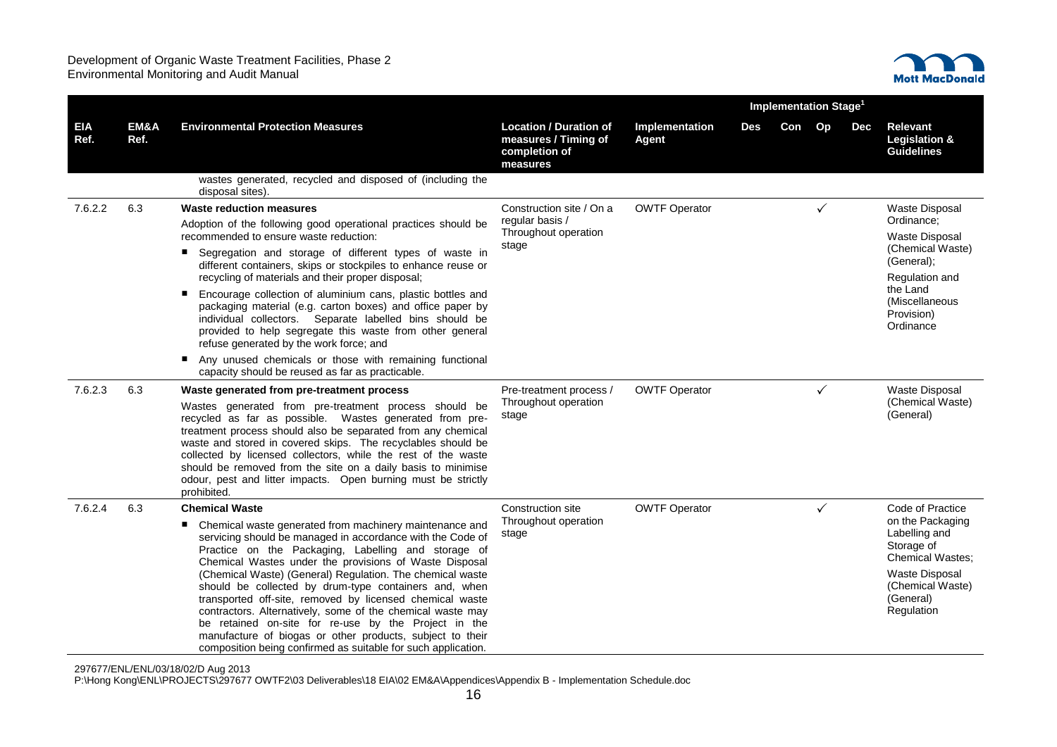| EIA Ref. | EM&A Ref. | Environmental Protection Measures | Location / Duration of measures / Timing of completion of measures | Implementation Agent | Implementation Stage[1] | | | | Relevant Legislation & Guidelines |
|---|---|---|---|---|---|---|---|---|---|
| | | | | | Des | Con | Op | Dec | |
| | | wastes generated, recycled and disposed of (including the disposal sites). | | | | | | | |
| 7.6.2.2 | 6.3 | **Waste reduction measures**<br>Adoption of the following good operational practices should be recommended to ensure waste reduction:<br>■ Segregation and storage of different types of waste in different containers, skips or stockpiles to enhance reuse or recycling of materials and their proper disposal;<br>■ Encourage collection of aluminium cans, plastic bottles and packaging material (e.g. carton boxes) and office paper by individual collectors. Separate labelled bins should be provided to help segregate this waste from other general refuse generated by the work force; and<br>■ Any unused chemicals or those with remaining functional capacity should be reused as far as practicable. | Construction site / On a regular basis / Throughout operation stage | OWTF Operator | | | ✓ | | Waste Disposal Ordinance;<br>Waste Disposal (Chemical Waste) (General);<br>Regulation and the Land (Miscellaneous Provision) Ordinance |
| 7.6.2.3 | 6.3 | **Waste generated from pre-treatment process**<br>Wastes generated from pre-treatment process should be recycled as far as possible. Wastes generated from pre-treatment process should also be separated from any chemical waste and stored in covered skips. The recyclables should be collected by licensed collectors, while the rest of the waste should be removed from the site on a daily basis to minimise odour, pest and litter impacts. Open burning must be strictly prohibited. | Pre-treatment process / Throughout operation stage | OWTF Operator | | | ✓ | | Waste Disposal (Chemical Waste) (General) |
| 7.6.2.4 | 6.3 | **Chemical Waste**<br>■ Chemical waste generated from machinery maintenance and servicing should be managed in accordance with the Code of Practice on the Packaging, Labelling and storage of Chemical Wastes under the provisions of Waste Disposal (Chemical Waste) (General) Regulation. The chemical waste should be collected by drum-type containers and, when transported off-site, removed by licensed chemical waste contractors. Alternatively, some of the chemical waste may be retained on-site for re-use by the Project in the manufacture of biogas or other products, subject to their composition being confirmed as suitable for such application. | Construction site Throughout operation stage | OWTF Operator | | | ✓ | | Code of Practice on the Packaging Labelling and Storage of Chemical Wastes;<br>Waste Disposal (Chemical Waste) (General) Regulation |

297677/ENL/ENL/03/18/02/D Aug 2013
P:\Hong Kong\ENL\PROJECTS\297677 OWTF2\03 Deliverables\18 EIA\02 EM&A\Appendices\Appendix B - Implementation Schedule.doc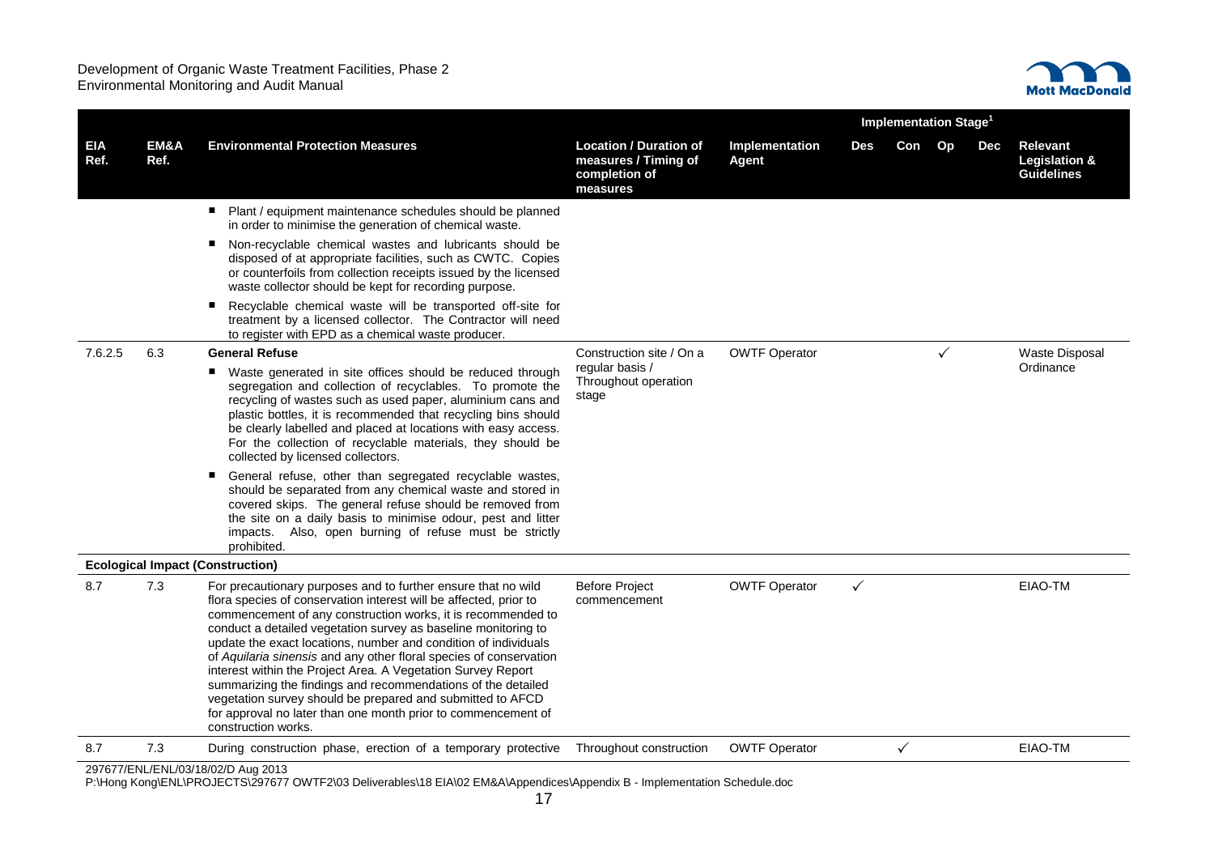| EIA Ref. | EM&A Ref. | Environmental Protection Measures | Location / Duration of measures / Timing of completion of measures | Implementation Agent | Implementation Stage[1] | | | | Relevant Legislation & Guidelines |
|---|---|---|---|---|---|---|---|---|---|
| | | | | | Des | Con | Op | Dec | |
| | | ▪ Plant / equipment maintenance schedules should be planned in order to minimise the generation of chemical waste.<br>▪ Non-recyclable chemical wastes and lubricants should be disposed of at appropriate facilities, such as CWTC. Copies or counterfoils from collection receipts issued by the licensed waste collector should be kept for recording purpose.<br>▪ Recyclable chemical waste will be transported off-site for treatment by a licensed collector. The Contractor will need to register with EPD as a chemical waste producer. | | | | | | | |
| 7.6.2.5 | 6.3 | **General Refuse**<br>▪ Waste generated in site offices should be reduced through segregation and collection of recyclables. To promote the recycling of wastes such as used paper, aluminium cans and plastic bottles, it is recommended that recycling bins should be clearly labelled and placed at locations with easy access. For the collection of recyclable materials, they should be collected by licensed collectors.<br>▪ General refuse, other than segregated recyclable wastes, should be separated from any chemical waste and stored in covered skips. The general refuse should be removed from the site on a daily basis to minimise odour, pest and litter impacts. Also, open burning of refuse must be strictly prohibited. | Construction site / On a regular basis / Throughout operation stage | OWTF Operator | | | ✓ | | Waste Disposal Ordinance |
| **Ecological Impact (Construction)** | | | | | | | | | |
| 8.7 | 7.3 | For precautionary purposes and to further ensure that no wild flora species of conservation interest will be affected, prior to commencement of any construction works, it is recommended to conduct a detailed vegetation survey as baseline monitoring to update the exact locations, number and condition of individuals of *Aquilaria sinensis* and any other floral species of conservation interest within the Project Area. A Vegetation Survey Report summarizing the findings and recommendations of the detailed vegetation survey should be prepared and submitted to AFCD for approval no later than one month prior to commencement of construction works. | Before Project commencement | OWTF Operator | ✓ | | | | EIAO-TM |
| 8.7 | 7.3 | During construction phase, erection of a temporary protective | Throughout construction | OWTF Operator | | ✓ | | | EIAO-TM |

297677/ENL/ENL/03/18/02/D Aug 2013
P:\Hong Kong\ENL\PROJECTS\297677 OWTF2\03 Deliverables\18 EIA\02 EM&A\Appendices\Appendix B - Implementation Schedule.doc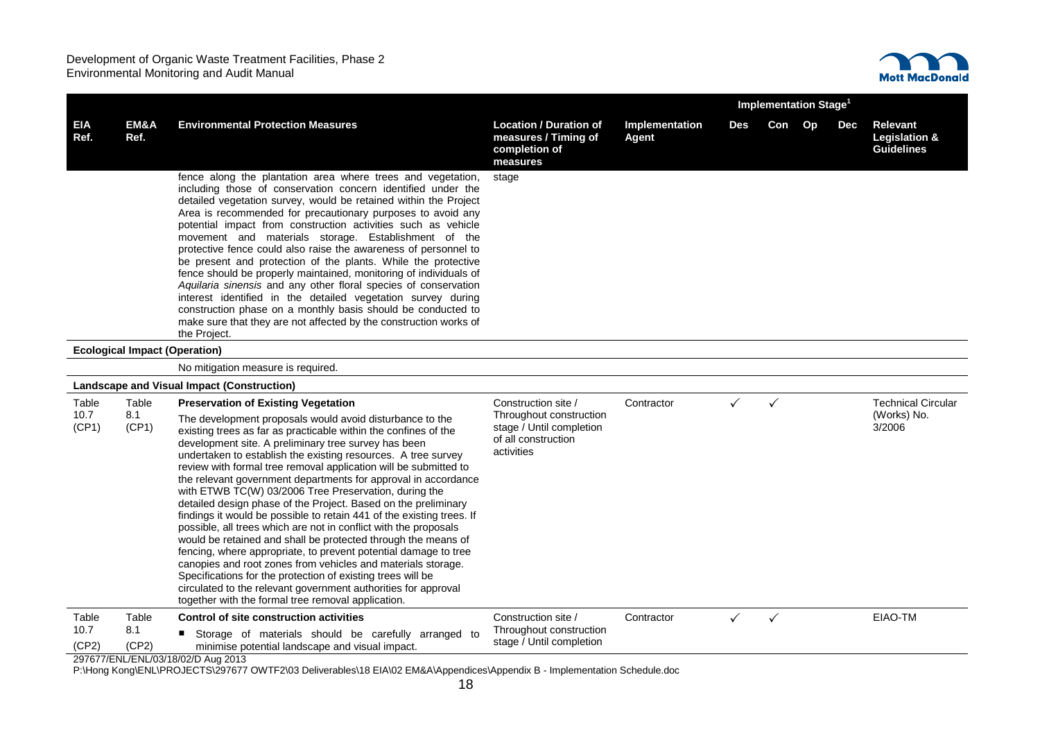| EIA Ref. | EM&A Ref. | Environmental Protection Measures | Location / Duration of measures / Timing of completion of measures | Implementation Agent | Implementation Stage[1] Des | Con | Op | Dec | Relevant Legislation & Guidelines |
|---|---|---|---|---|---|---|---|---|---|
| | | fence along the plantation area where trees and vegetation, including those of conservation concern identified under the detailed vegetation survey, would be retained within the Project Area is recommended for precautionary purposes to avoid any potential impact from construction activities such as vehicle movement and materials storage. Establishment of the protective fence could also raise the awareness of personnel to be present and protection of the plants. While the protective fence should be properly maintained, monitoring of individuals of *Aquilaria sinensis* and any other floral species of conservation interest identified in the detailed vegetation survey during construction phase on a monthly basis should be conducted to make sure that they are not affected by the construction works of the Project. | stage | | | | | | |
| **Ecological Impact (Operation)** | | | | | | | | | |
| | | No mitigation measure is required. | | | | | | | |
| **Landscape and Visual Impact (Construction)** | | | | | | | | | |
| Table 10.7 (CP1) | Table 8.1 (CP1) | **Preservation of Existing Vegetation**<br>The development proposals would avoid disturbance to the existing trees as far as practicable within the confines of the development site. A preliminary tree survey has been undertaken to establish the existing resources. A tree survey review with formal tree removal application will be submitted to the relevant government departments for approval in accordance with ETWB TC(W) 03/2006 Tree Preservation, during the detailed design phase of the Project. Based on the preliminary findings it would be possible to retain 441 of the existing trees. If possible, all trees which are not in conflict with the proposals would be retained and shall be protected through the means of fencing, where appropriate, to prevent potential damage to tree canopies and root zones from vehicles and materials storage. Specifications for the protection of existing trees will be circulated to the relevant government authorities for approval together with the formal tree removal application. | Construction site / Throughout construction stage / Until completion of all construction activities | Contractor | ✓ | ✓ | | | Technical Circular (Works) No. 3/2006 |
| Table 10.7 (CP2) | Table 8.1 (CP2) | **Control of site construction activities**<br>■ Storage of materials should be carefully arranged to minimise potential landscape and visual impact. | Construction site / Throughout construction stage / Until completion | Contractor | ✓ | ✓ | | | EIAO-TM |

297677/ENL/ENL/03/18/02/D Aug 2013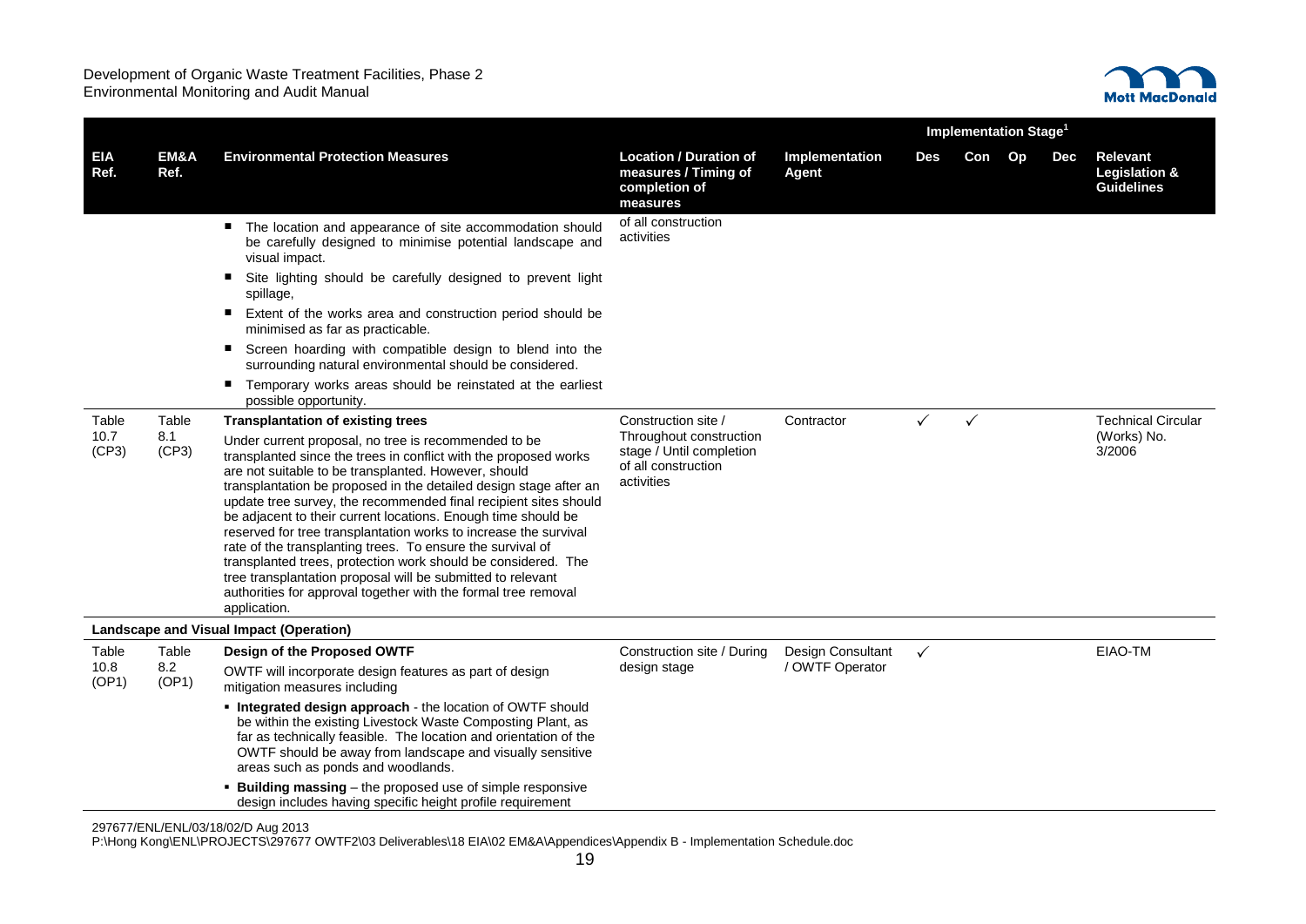| EIA Ref. | EM&A Ref. | Environmental Protection Measures | Location / Duration of measures / Timing of completion of measures | Implementation Agent | Implementation Stage[1] Des | Con | Op | Dec | Relevant Legislation & Guidelines |
|---|---|---|---|---|---|---|---|---|---|
| | | ▪ The location and appearance of site accommodation should be carefully designed to minimise potential landscape and visual impact.<br>▪ Site lighting should be carefully designed to prevent light spillage,<br>▪ Extent of the works area and construction period should be minimised as far as practicable.<br>▪ Screen hoarding with compatible design to blend into the surrounding natural environmental should be considered.<br>▪ Temporary works areas should be reinstated at the earliest possible opportunity. | of all construction activities | | | | | | |
| Table 10.7 (CP3) | Table 8.1 (CP3) | **Transplantation of existing trees**<br>Under current proposal, no tree is recommended to be transplanted since the trees in conflict with the proposed works are not suitable to be transplanted. However, should transplantation be proposed in the detailed design stage after an update tree survey, the recommended final recipient sites should be adjacent to their current locations. Enough time should be reserved for tree transplantation works to increase the survival rate of the transplanting trees. To ensure the survival of transplanted trees, protection work should be considered. The tree transplantation proposal will be submitted to relevant authorities for approval together with the formal tree removal application. | Construction site / Throughout construction stage / Until completion of all construction activities | Contractor | ✓ | ✓ | | | Technical Circular (Works) No. 3/2006 |
| **Landscape and Visual Impact (Operation)** | | | | | | | | | |
| Table 10.8 (OP1) | Table 8.2 (OP1) | **Design of the Proposed OWTF**<br>OWTF will incorporate design features as part of design mitigation measures including<br>▪ **Integrated design approach** - the location of OWTF should be within the existing Livestock Waste Composting Plant, as far as technically feasible. The location and orientation of the OWTF should be away from landscape and visually sensitive areas such as ponds and woodlands.<br>▪ **Building massing** – the proposed use of simple responsive design includes having specific height profile requirement | Construction site / During design stage | Design Consultant / OWTF Operator | ✓ | | | | EIAO-TM |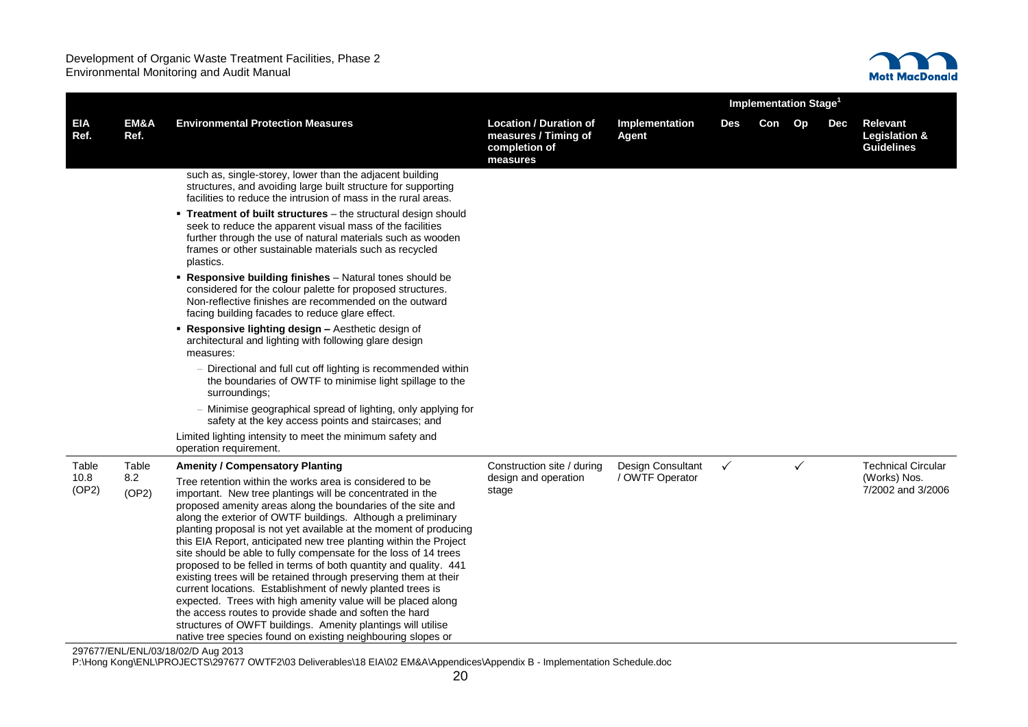| EIA Ref. | EM&A Ref. | Environmental Protection Measures | Location / Duration of measures / Timing of completion of measures | Implementation Agent | Implementation Stage[1] Des | Con | Op | Dec | Relevant Legislation & Guidelines |
|---|---|---|---|---|---|---|---|---|---|
| | | such as, single-storey, lower than the adjacent building structures, and avoiding large built structure for supporting facilities to reduce the intrusion of mass in the rural areas.<br>▪ **Treatment of built structures** – the structural design should seek to reduce the apparent visual mass of the facilities further through the use of natural materials such as wooden frames or other sustainable materials such as recycled plastics.<br>▪ **Responsive building finishes** – Natural tones should be considered for the colour palette for proposed structures. Non-reflective finishes are recommended on the outward facing building facades to reduce glare effect.<br>▪ **Responsive lighting design –** Aesthetic design of architectural and lighting with following glare design measures:<br>– Directional and full cut off lighting is recommended within the boundaries of OWTF to minimise light spillage to the surroundings;<br>– Minimise geographical spread of lighting, only applying for safety at the key access points and staircases; and<br>Limited lighting intensity to meet the minimum safety and operation requirement. | | | | | | | |
| Table 10.8 (OP2) | Table 8.2 (OP2) | **Amenity / Compensatory Planting**<br>Tree retention within the works area is considered to be important. New tree plantings will be concentrated in the proposed amenity areas along the boundaries of the site and along the exterior of OWTF buildings. Although a preliminary planting proposal is not yet available at the moment of producing this EIA Report, anticipated new tree planting within the Project site should be able to fully compensate for the loss of 14 trees proposed to be felled in terms of both quantity and quality. 441 existing trees will be retained through preserving them at their current locations. Establishment of newly planted trees is expected. Trees with high amenity value will be placed along the access routes to provide shade and soften the hard structures of OWFT buildings. Amenity plantings will utilise native tree species found on existing neighbouring slopes or | Construction site / during design and operation stage | Design Consultant / OWTF Operator | ✓ | | ✓ | | Technical Circular (Works) Nos. 7/2002 and 3/2006 |

297677/ENL/ENL/03/18/02/D Aug 2013
P:\Hong Kong\ENL\PROJECTS\297677 OWTF2\03 Deliverables\18 EIA\02 EM&A\Appendices\Appendix B - Implementation Schedule.doc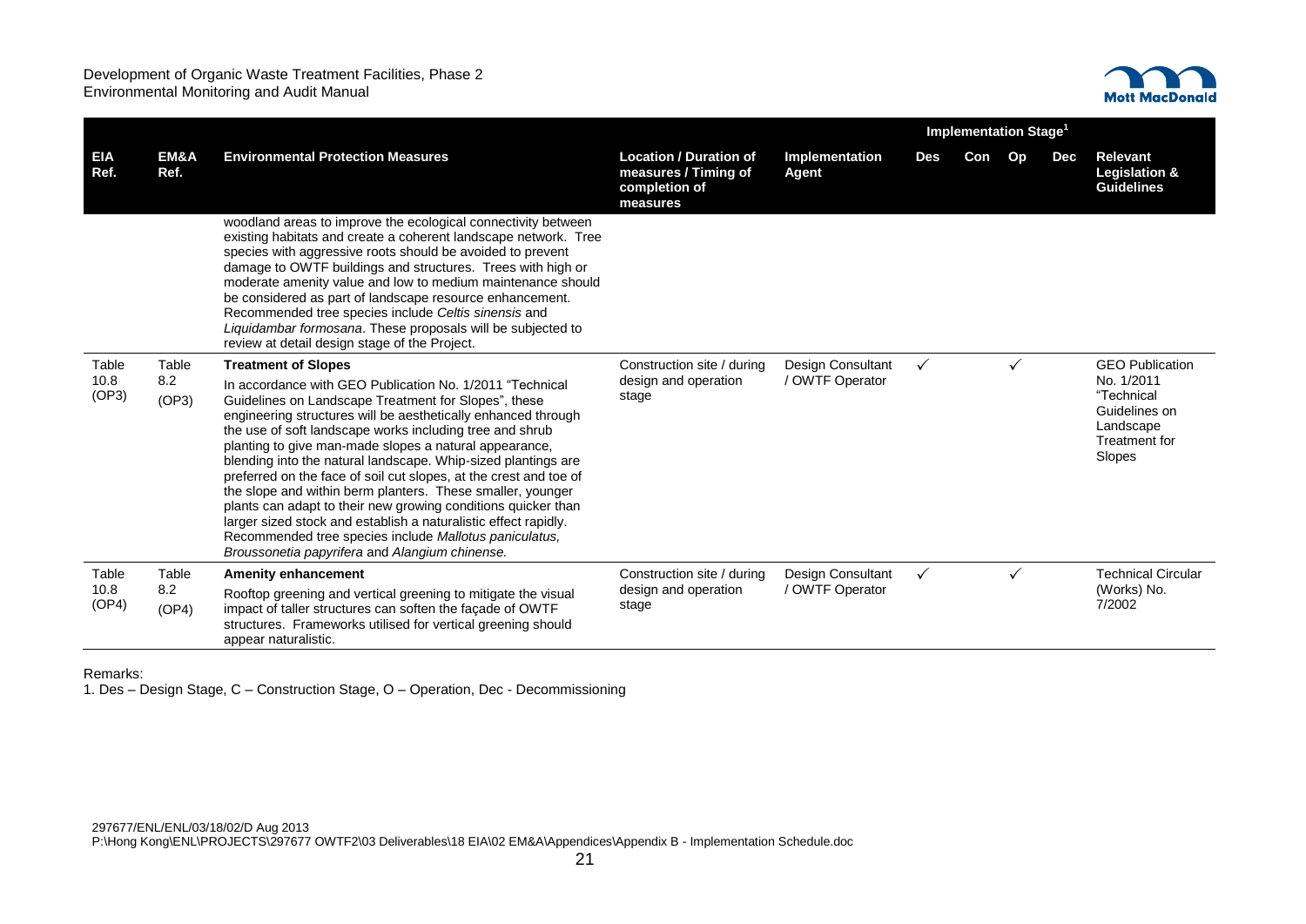| EIA Ref. | EM&A Ref. | Environmental Protection Measures | Location / Duration of measures / Timing of completion of measures | Implementation Agent | Implementation Stage[1] | | | | Relevant Legislation & Guidelines |
|---|---|---|---|---|---|---|---|---|---|
| | | | | | Des | Con | Op | Dec | |
| | | woodland areas to improve the ecological connectivity between existing habitats and create a coherent landscape network. Tree species with aggressive roots should be avoided to prevent damage to OWTF buildings and structures. Trees with high or moderate amenity value and low to medium maintenance should be considered as part of landscape resource enhancement. Recommended tree species include *Celtis sinensis* and *Liquidambar formosana*. These proposals will be subjected to review at detail design stage of the Project. | | | | | | | |
| Table 10.8 (OP3) | Table 8.2 (OP3) | **Treatment of Slopes**<br>In accordance with GEO Publication No. 1/2011 "Technical Guidelines on Landscape Treatment for Slopes", these engineering structures will be aesthetically enhanced through the use of soft landscape works including tree and shrub planting to give man-made slopes a natural appearance, blending into the natural landscape. Whip-sized plantings are preferred on the face of soil cut slopes, at the crest and toe of the slope and within berm planters. These smaller, younger plants can adapt to their new growing conditions quicker than larger sized stock and establish a naturalistic effect rapidly. Recommended tree species include *Mallotus paniculatus, Broussonetia papyrifera* and *Alangium chinense.* | Construction site / during design and operation stage | Design Consultant / OWTF Operator | ✓ | | ✓ | | GEO Publication No. 1/2011 "Technical Guidelines on Landscape Treatment for Slopes |
| Table 10.8 (OP4) | Table 8.2 (OP4) | **Amenity enhancement**<br>Rooftop greening and vertical greening to mitigate the visual impact of taller structures can soften the façade of OWTF structures. Frameworks utilised for vertical greening should appear naturalistic. | Construction site / during design and operation stage | Design Consultant / OWTF Operator | ✓ | | ✓ | | Technical Circular (Works) No. 7/2002 |

Remarks:

1. Des – Design Stage, C – Construction Stage, O – Operation, Dec - Decommissioning